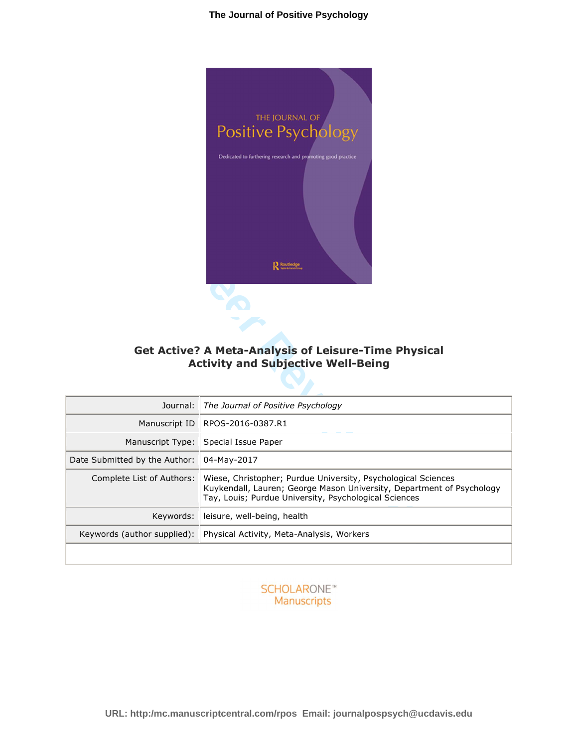# Get Active? A Meta-Analysis of Leisure-Time Physical Activity and Subjective Well-Being

| | |
|---|---|
| Journal: | *The Journal of Positive Psychology* |
| Manuscript ID | RPOS-2016-0387.R1 |
| Manuscript Type: | Special Issue Paper |
| Date Submitted by the Author: | 04-May-2017 |
| Complete List of Authors: | Wiese, Christopher; Purdue University, Psychological Sciences<br>Kuykendall, Lauren; George Mason University, Department of Psychology<br>Tay, Louis; Purdue University, Psychological Sciences |
| Keywords: | leisure, well-being, health |
| Keywords (author supplied): | Physical Activity, Meta-Analysis, Workers |

URL: http:/mc.manuscriptcentral.com/rpos Email: journalpospsych@ucdavis.edu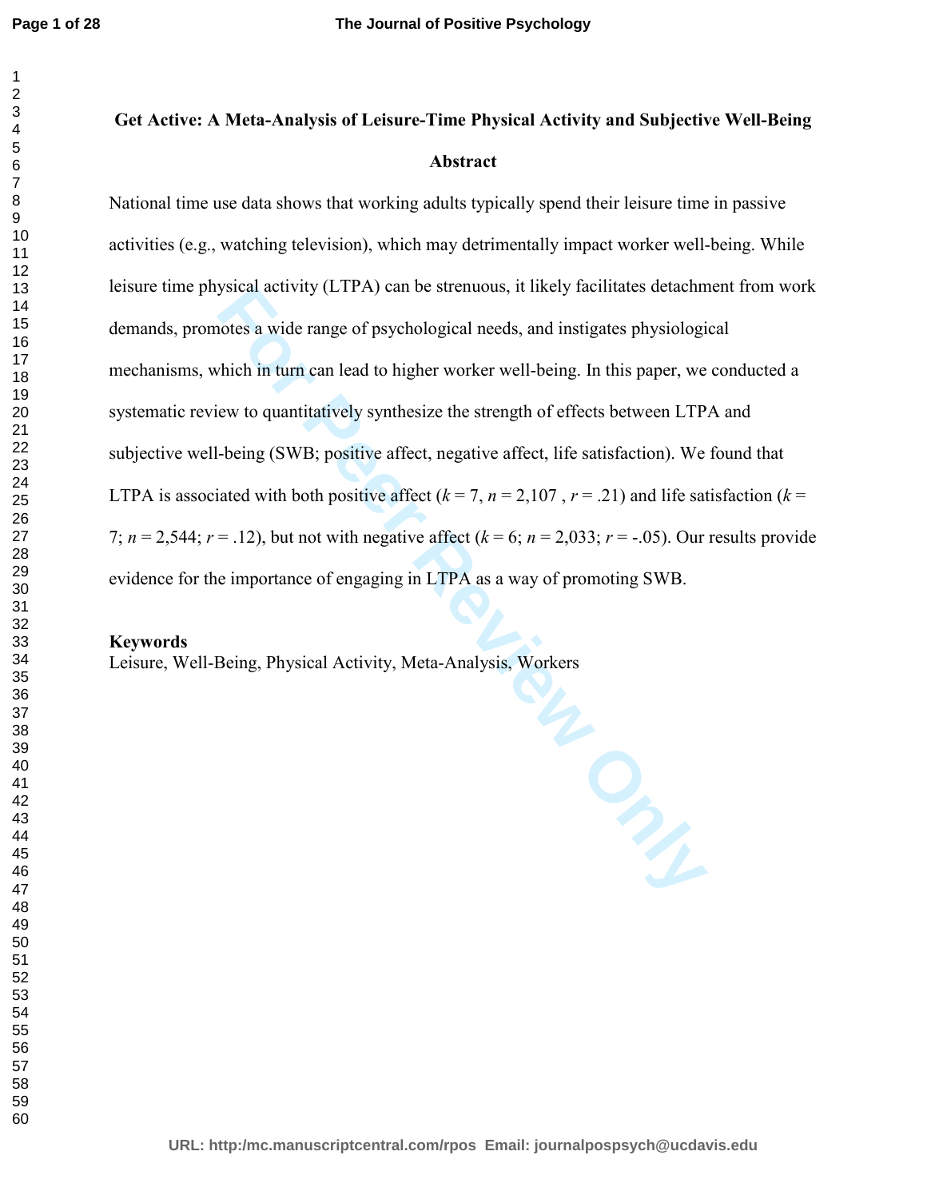# Get Active: A Meta-Analysis of Leisure-Time Physical Activity and Subjective Well-Being

## Abstract

National time use data shows that working adults typically spend their leisure time in passive activities (e.g., watching television), which may detrimentally impact worker well-being. While leisure time physical activity (LTPA) can be strenuous, it likely facilitates detachment from work demands, promotes a wide range of psychological needs, and instigates physiological mechanisms, which in turn can lead to higher worker well-being. In this paper, we conducted a systematic review to quantitatively synthesize the strength of effects between LTPA and subjective well-being (SWB; positive affect, negative affect, life satisfaction). We found that LTPA is associated with both positive affect ($k = 7$, $n = 2{,}107$ , $r = .21$) and life satisfaction ($k = 7$; $n = 2{,}544$; $r = .12$), but not with negative affect ($k = 6$; $n = 2{,}033$; $r = -.05$). Our results provide evidence for the importance of engaging in LTPA as a way of promoting SWB.

**Keywords**

Leisure, Well-Being, Physical Activity, Meta-Analysis, Workers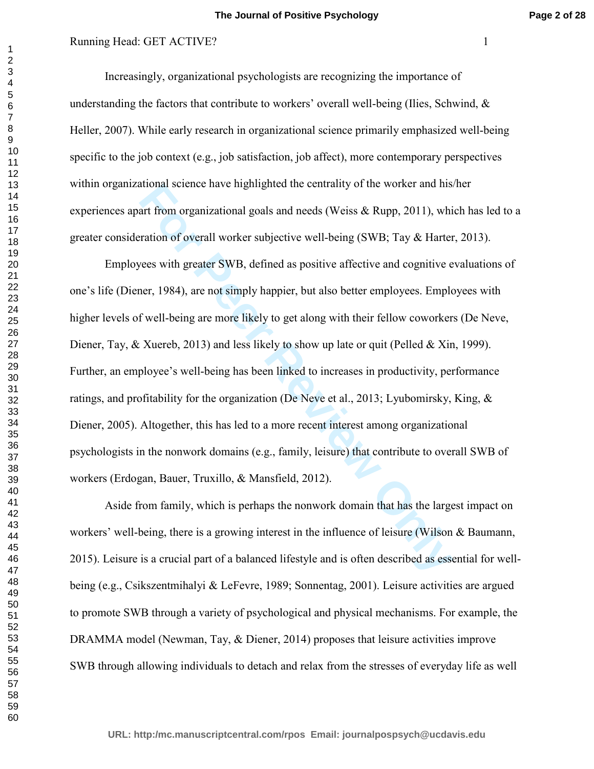Increasingly, organizational psychologists are recognizing the importance of understanding the factors that contribute to workers' overall well-being (Ilies, Schwind, & Heller, 2007). While early research in organizational science primarily emphasized well-being specific to the job context (e.g., job satisfaction, job affect), more contemporary perspectives within organizational science have highlighted the centrality of the worker and his/her experiences apart from organizational goals and needs (Weiss & Rupp, 2011), which has led to a greater consideration of overall worker subjective well-being (SWB; Tay & Harter, 2013).

Employees with greater SWB, defined as positive affective and cognitive evaluations of one's life (Diener, 1984), are not simply happier, but also better employees. Employees with higher levels of well-being are more likely to get along with their fellow coworkers (De Neve, Diener, Tay, & Xuereb, 2013) and less likely to show up late or quit (Pelled & Xin, 1999). Further, an employee's well-being has been linked to increases in productivity, performance ratings, and profitability for the organization (De Neve et al., 2013; Lyubomirsky, King, & Diener, 2005). Altogether, this has led to a more recent interest among organizational psychologists in the nonwork domains (e.g., family, leisure) that contribute to overall SWB of workers (Erdogan, Bauer, Truxillo, & Mansfield, 2012).

Aside from family, which is perhaps the nonwork domain that has the largest impact on workers' well-being, there is a growing interest in the influence of leisure (Wilson & Baumann, 2015). Leisure is a crucial part of a balanced lifestyle and is often described as essential for well-being (e.g., Csikszentmihalyi & LeFevre, 1989; Sonnentag, 2001). Leisure activities are argued to promote SWB through a variety of psychological and physical mechanisms. For example, the DRAMMA model (Newman, Tay, & Diener, 2014) proposes that leisure activities improve SWB through allowing individuals to detach and relax from the stresses of everyday life as well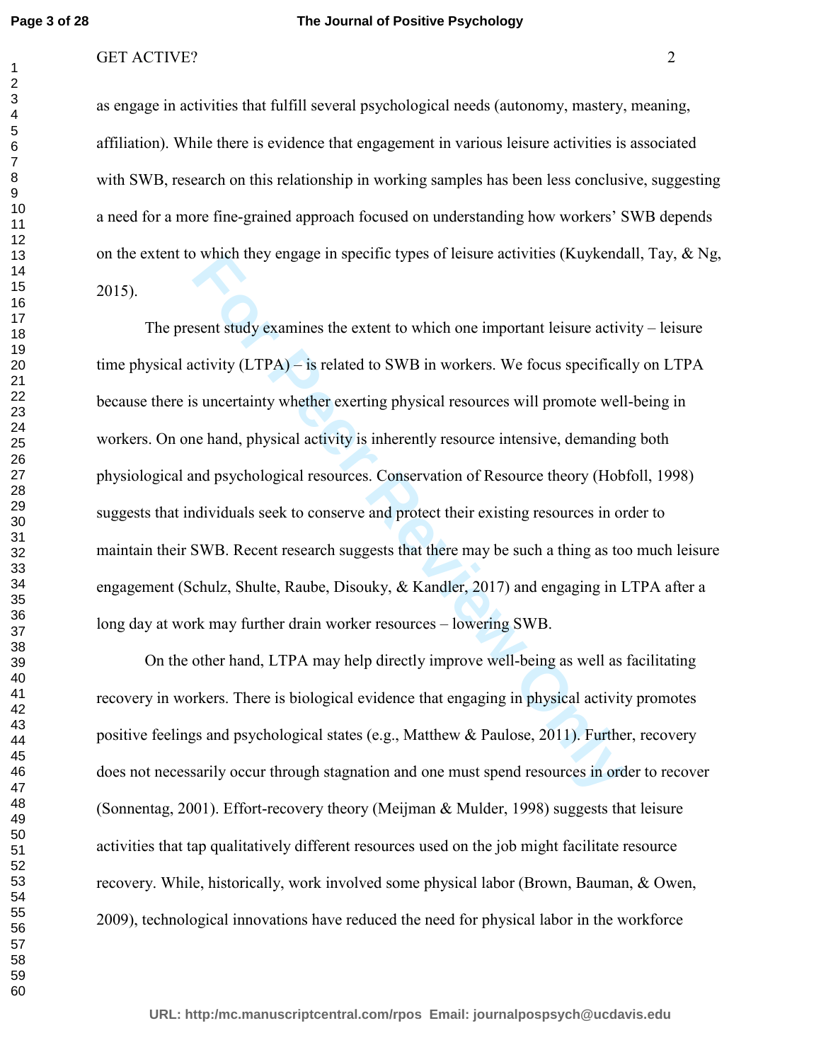as engage in activities that fulfill several psychological needs (autonomy, mastery, meaning, affiliation). While there is evidence that engagement in various leisure activities is associated with SWB, research on this relationship in working samples has been less conclusive, suggesting a need for a more fine-grained approach focused on understanding how workers' SWB depends on the extent to which they engage in specific types of leisure activities (Kuykendall, Tay, & Ng, 2015).

The present study examines the extent to which one important leisure activity – leisure time physical activity (LTPA) – is related to SWB in workers. We focus specifically on LTPA because there is uncertainty whether exerting physical resources will promote well-being in workers. On one hand, physical activity is inherently resource intensive, demanding both physiological and psychological resources. Conservation of Resource theory (Hobfoll, 1998) suggests that individuals seek to conserve and protect their existing resources in order to maintain their SWB. Recent research suggests that there may be such a thing as too much leisure engagement (Schulz, Shulte, Raube, Disouky, & Kandler, 2017) and engaging in LTPA after a long day at work may further drain worker resources – lowering SWB.

On the other hand, LTPA may help directly improve well-being as well as facilitating recovery in workers. There is biological evidence that engaging in physical activity promotes positive feelings and psychological states (e.g., Matthew & Paulose, 2011). Further, recovery does not necessarily occur through stagnation and one must spend resources in order to recover (Sonnentag, 2001). Effort-recovery theory (Meijman & Mulder, 1998) suggests that leisure activities that tap qualitatively different resources used on the job might facilitate resource recovery. While, historically, work involved some physical labor (Brown, Bauman, & Owen, 2009), technological innovations have reduced the need for physical labor in the workforce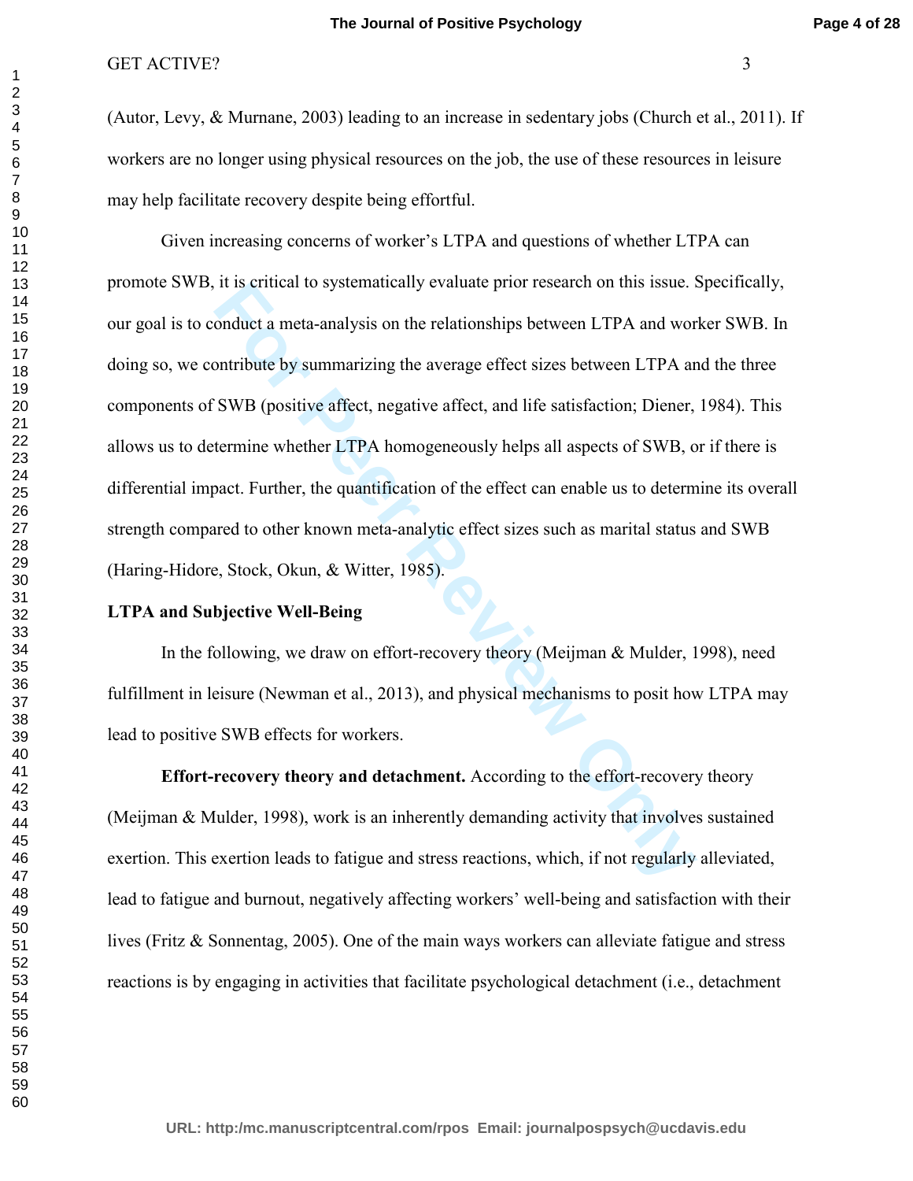(Autor, Levy, & Murnane, 2003) leading to an increase in sedentary jobs (Church et al., 2011). If workers are no longer using physical resources on the job, the use of these resources in leisure may help facilitate recovery despite being effortful.

Given increasing concerns of worker's LTPA and questions of whether LTPA can promote SWB, it is critical to systematically evaluate prior research on this issue. Specifically, our goal is to conduct a meta-analysis on the relationships between LTPA and worker SWB. In doing so, we contribute by summarizing the average effect sizes between LTPA and the three components of SWB (positive affect, negative affect, and life satisfaction; Diener, 1984). This allows us to determine whether LTPA homogeneously helps all aspects of SWB, or if there is differential impact. Further, the quantification of the effect can enable us to determine its overall strength compared to other known meta-analytic effect sizes such as marital status and SWB (Haring-Hidore, Stock, Okun, & Witter, 1985).

## LTPA and Subjective Well-Being

In the following, we draw on effort-recovery theory (Meijman & Mulder, 1998), need fulfillment in leisure (Newman et al., 2013), and physical mechanisms to posit how LTPA may lead to positive SWB effects for workers.

**Effort-recovery theory and detachment.** According to the effort-recovery theory (Meijman & Mulder, 1998), work is an inherently demanding activity that involves sustained exertion. This exertion leads to fatigue and stress reactions, which, if not regularly alleviated, lead to fatigue and burnout, negatively affecting workers' well-being and satisfaction with their lives (Fritz & Sonnentag, 2005). One of the main ways workers can alleviate fatigue and stress reactions is by engaging in activities that facilitate psychological detachment (i.e., detachment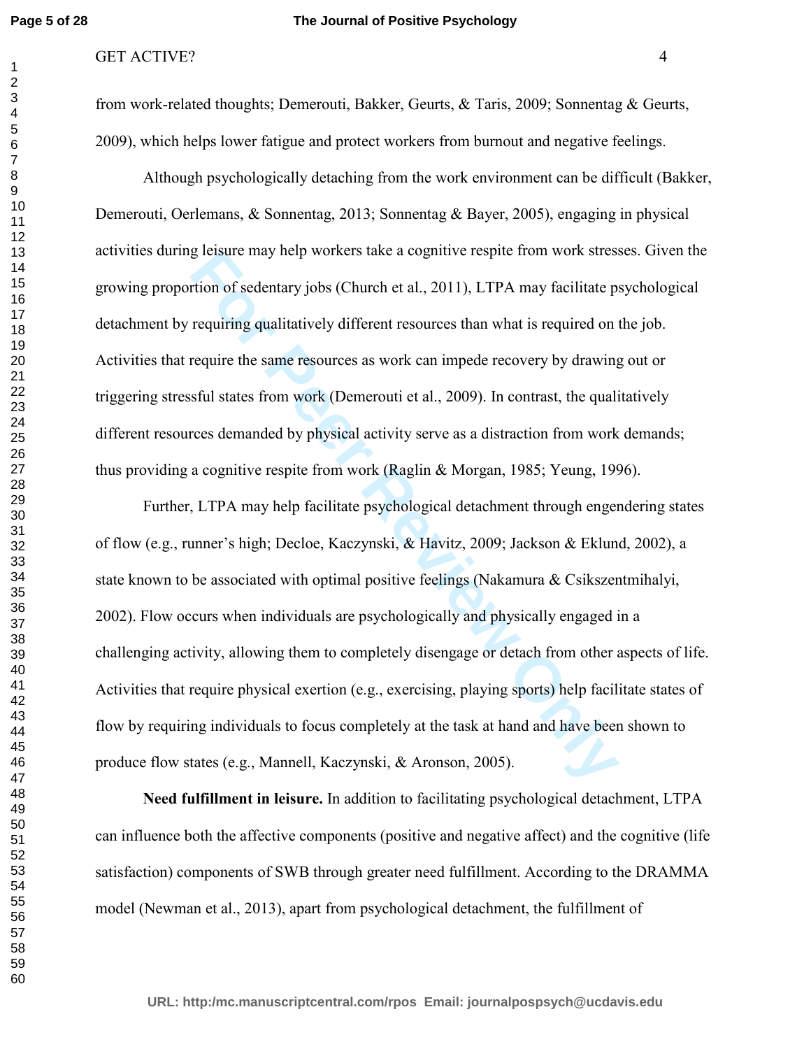from work-related thoughts; Demerouti, Bakker, Geurts, & Taris, 2009; Sonnentag & Geurts, 2009), which helps lower fatigue and protect workers from burnout and negative feelings.

Although psychologically detaching from the work environment can be difficult (Bakker, Demerouti, Oerlemans, & Sonnentag, 2013; Sonnentag & Bayer, 2005), engaging in physical activities during leisure may help workers take a cognitive respite from work stresses. Given the growing proportion of sedentary jobs (Church et al., 2011), LTPA may facilitate psychological detachment by requiring qualitatively different resources than what is required on the job. Activities that require the same resources as work can impede recovery by drawing out or triggering stressful states from work (Demerouti et al., 2009). In contrast, the qualitatively different resources demanded by physical activity serve as a distraction from work demands; thus providing a cognitive respite from work (Raglin & Morgan, 1985; Yeung, 1996).

Further, LTPA may help facilitate psychological detachment through engendering states of flow (e.g., runner's high; Decloe, Kaczynski, & Havitz, 2009; Jackson & Eklund, 2002), a state known to be associated with optimal positive feelings (Nakamura & Csikszentmihalyi, 2002). Flow occurs when individuals are psychologically and physically engaged in a challenging activity, allowing them to completely disengage or detach from other aspects of life. Activities that require physical exertion (e.g., exercising, playing sports) help facilitate states of flow by requiring individuals to focus completely at the task at hand and have been shown to produce flow states (e.g., Mannell, Kaczynski, & Aronson, 2005).

**Need fulfillment in leisure.** In addition to facilitating psychological detachment, LTPA can influence both the affective components (positive and negative affect) and the cognitive (life satisfaction) components of SWB through greater need fulfillment. According to the DRAMMA model (Newman et al., 2013), apart from psychological detachment, the fulfillment of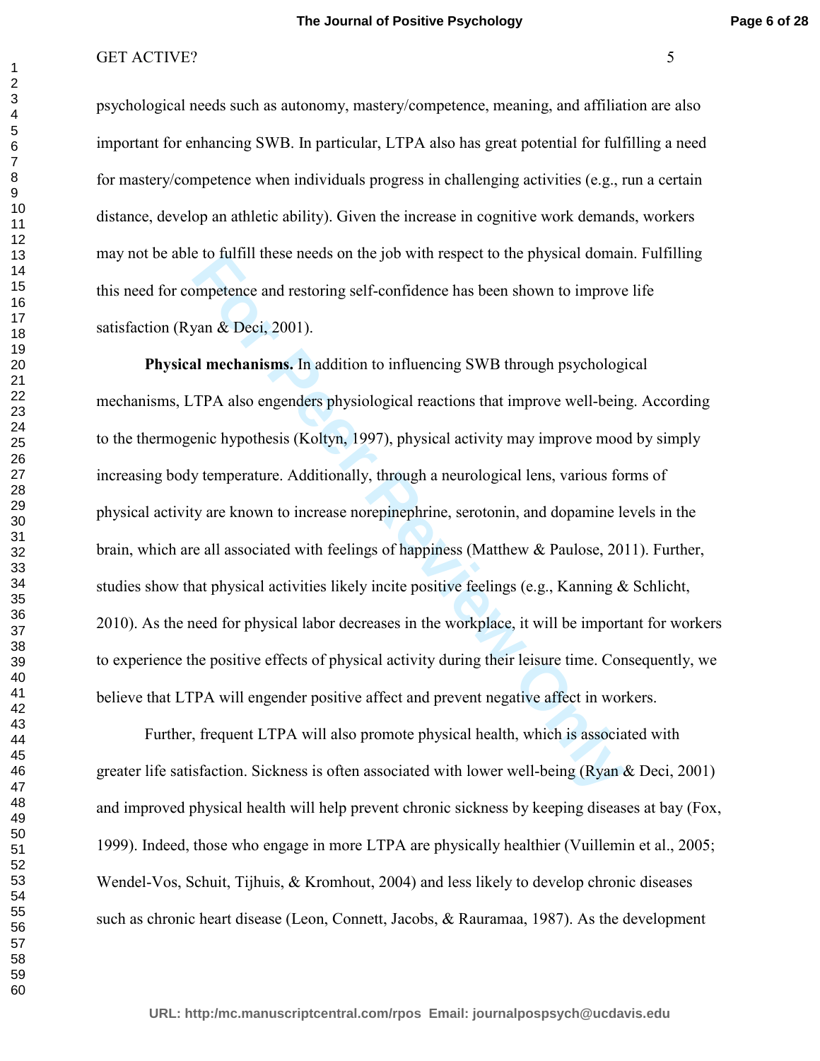psychological needs such as autonomy, mastery/competence, meaning, and affiliation are also important for enhancing SWB. In particular, LTPA also has great potential for fulfilling a need for mastery/competence when individuals progress in challenging activities (e.g., run a certain distance, develop an athletic ability). Given the increase in cognitive work demands, workers may not be able to fulfill these needs on the job with respect to the physical domain. Fulfilling this need for competence and restoring self-confidence has been shown to improve life satisfaction (Ryan & Deci, 2001).

**Physical mechanisms.** In addition to influencing SWB through psychological mechanisms, LTPA also engenders physiological reactions that improve well-being. According to the thermogenic hypothesis (Koltyn, 1997), physical activity may improve mood by simply increasing body temperature. Additionally, through a neurological lens, various forms of physical activity are known to increase norepinephrine, serotonin, and dopamine levels in the brain, which are all associated with feelings of happiness (Matthew & Paulose, 2011). Further, studies show that physical activities likely incite positive feelings (e.g., Kanning & Schlicht, 2010). As the need for physical labor decreases in the workplace, it will be important for workers to experience the positive effects of physical activity during their leisure time. Consequently, we believe that LTPA will engender positive affect and prevent negative affect in workers.

Further, frequent LTPA will also promote physical health, which is associated with greater life satisfaction. Sickness is often associated with lower well-being (Ryan & Deci, 2001) and improved physical health will help prevent chronic sickness by keeping diseases at bay (Fox, 1999). Indeed, those who engage in more LTPA are physically healthier (Vuillemin et al., 2005; Wendel-Vos, Schuit, Tijhuis, & Kromhout, 2004) and less likely to develop chronic diseases such as chronic heart disease (Leon, Connett, Jacobs, & Rauramaa, 1987). As the development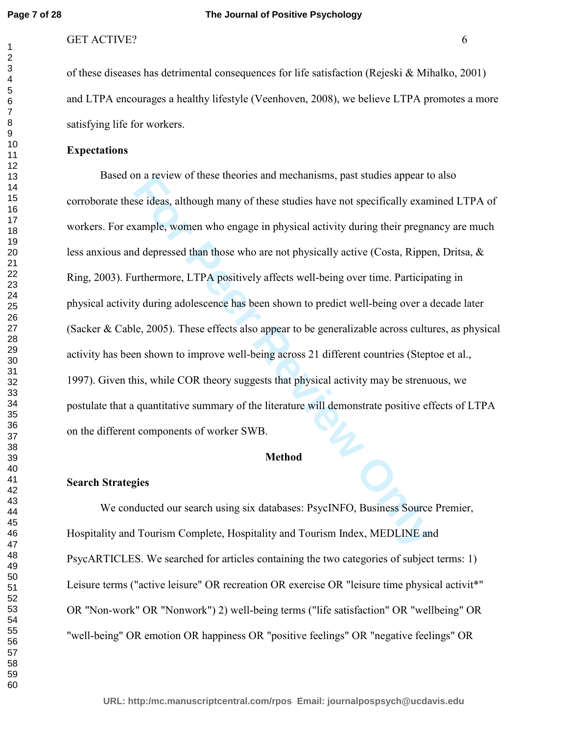of these diseases has detrimental consequences for life satisfaction (Rejeski & Mihalko, 2001) and LTPA encourages a healthy lifestyle (Veenhoven, 2008), we believe LTPA promotes a more satisfying life for workers.

**Expectations**

Based on a review of these theories and mechanisms, past studies appear to also corroborate these ideas, although many of these studies have not specifically examined LTPA of workers. For example, women who engage in physical activity during their pregnancy are much less anxious and depressed than those who are not physically active (Costa, Rippen, Dritsa, & Ring, 2003). Furthermore, LTPA positively affects well-being over time. Participating in physical activity during adolescence has been shown to predict well-being over a decade later (Sacker & Cable, 2005). These effects also appear to be generalizable across cultures, as physical activity has been shown to improve well-being across 21 different countries (Steptoe et al., 1997). Given this, while COR theory suggests that physical activity may be strenuous, we postulate that a quantitative summary of the literature will demonstrate positive effects of LTPA on the different components of worker SWB.

## Method

**Search Strategies**

We conducted our search using six databases: PsycINFO, Business Source Premier, Hospitality and Tourism Complete, Hospitality and Tourism Index, MEDLINE and PsycARTICLES. We searched for articles containing the two categories of subject terms: 1) Leisure terms ("active leisure" OR recreation OR exercise OR "leisure time physical activit*" OR "Non-work" OR "Nonwork") 2) well-being terms ("life satisfaction" OR "wellbeing" OR "well-being" OR emotion OR happiness OR "positive feelings" OR "negative feelings" OR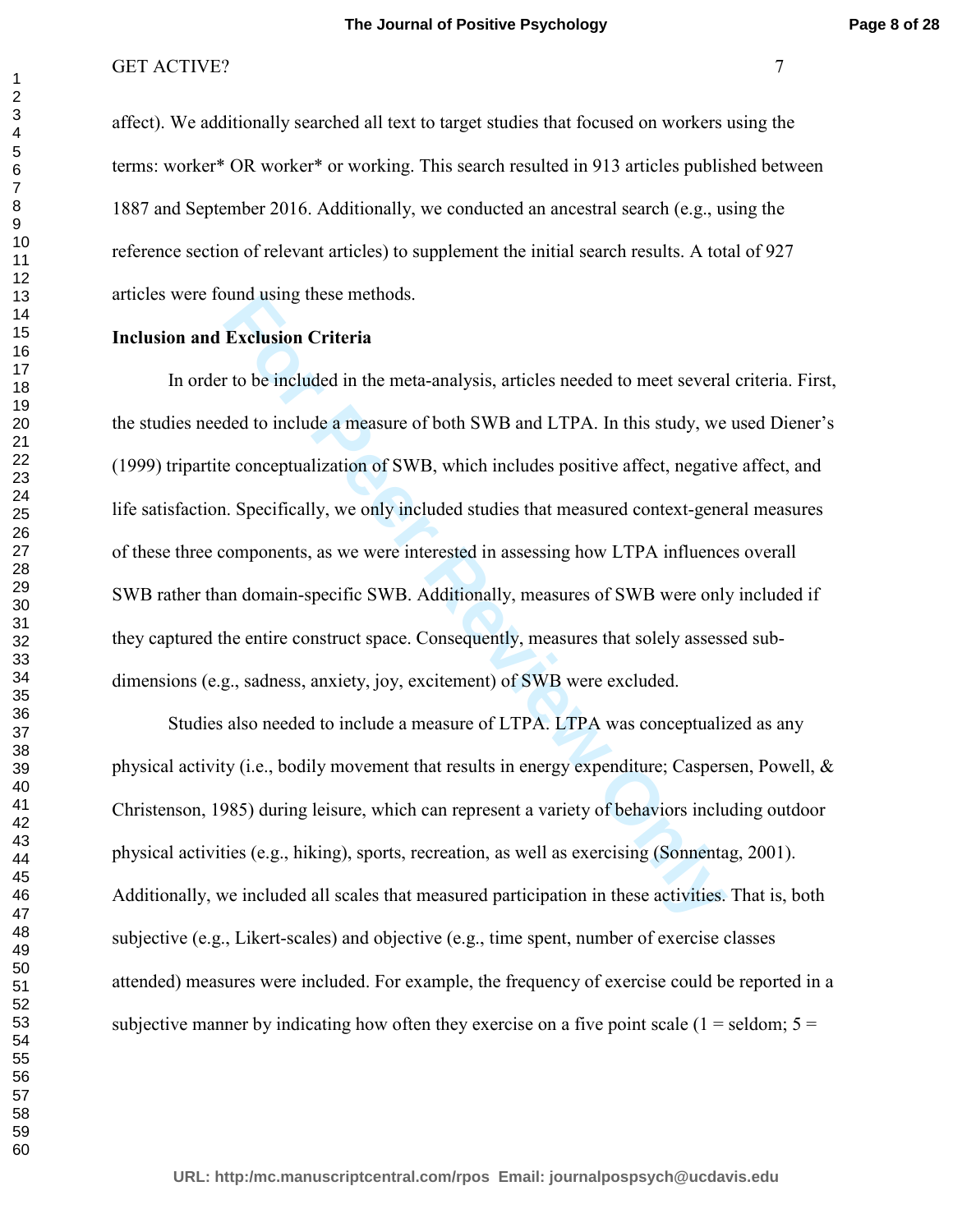affect). We additionally searched all text to target studies that focused on workers using the terms: worker* OR worker* or working. This search resulted in 913 articles published between 1887 and September 2016. Additionally, we conducted an ancestral search (e.g., using the reference section of relevant articles) to supplement the initial search results. A total of 927 articles were found using these methods.

**Inclusion and Exclusion Criteria**

In order to be included in the meta-analysis, articles needed to meet several criteria. First, the studies needed to include a measure of both SWB and LTPA. In this study, we used Diener's (1999) tripartite conceptualization of SWB, which includes positive affect, negative affect, and life satisfaction. Specifically, we only included studies that measured context-general measures of these three components, as we were interested in assessing how LTPA influences overall SWB rather than domain-specific SWB. Additionally, measures of SWB were only included if they captured the entire construct space. Consequently, measures that solely assessed sub-dimensions (e.g., sadness, anxiety, joy, excitement) of SWB were excluded.

Studies also needed to include a measure of LTPA. LTPA was conceptualized as any physical activity (i.e., bodily movement that results in energy expenditure; Caspersen, Powell, & Christenson, 1985) during leisure, which can represent a variety of behaviors including outdoor physical activities (e.g., hiking), sports, recreation, as well as exercising (Sonnentag, 2001). Additionally, we included all scales that measured participation in these activities. That is, both subjective (e.g., Likert-scales) and objective (e.g., time spent, number of exercise classes attended) measures were included. For example, the frequency of exercise could be reported in a subjective manner by indicating how often they exercise on a five point scale (1 = seldom; 5 =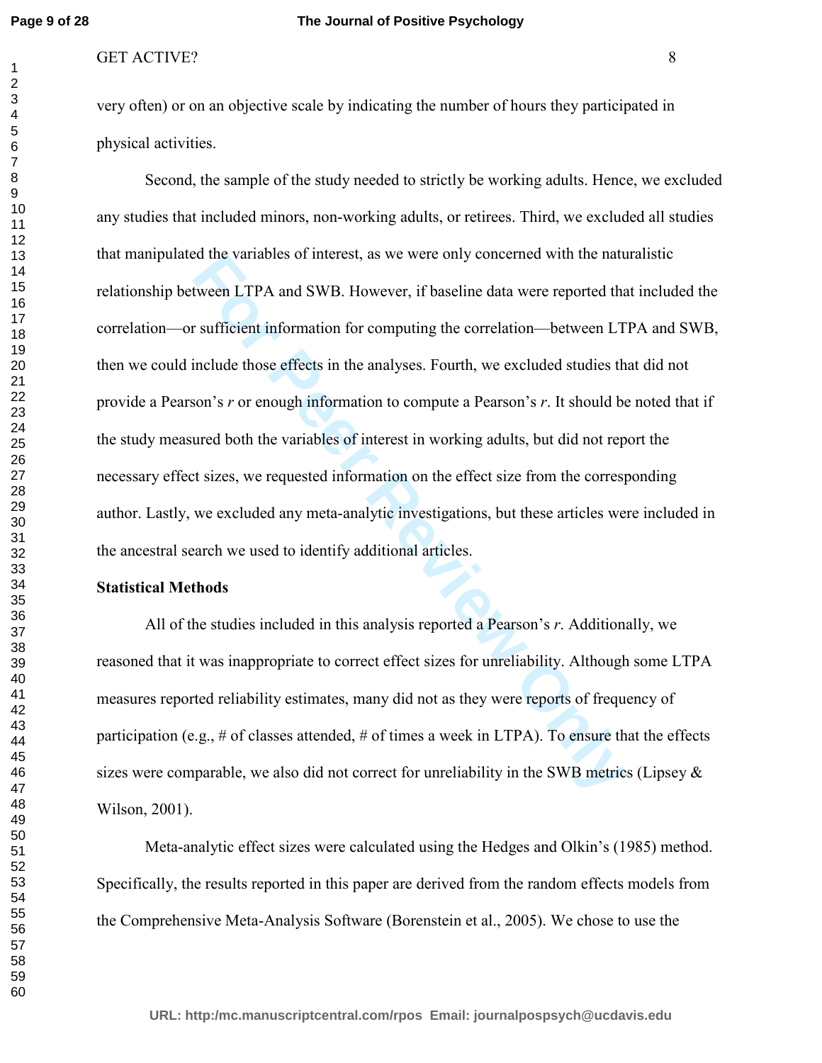very often) or on an objective scale by indicating the number of hours they participated in physical activities.

Second, the sample of the study needed to strictly be working adults. Hence, we excluded any studies that included minors, non-working adults, or retirees. Third, we excluded all studies that manipulated the variables of interest, as we were only concerned with the naturalistic relationship between LTPA and SWB. However, if baseline data were reported that included the correlation—or sufficient information for computing the correlation—between LTPA and SWB, then we could include those effects in the analyses. Fourth, we excluded studies that did not provide a Pearson's *r* or enough information to compute a Pearson's *r*. It should be noted that if the study measured both the variables of interest in working adults, but did not report the necessary effect sizes, we requested information on the effect size from the corresponding author. Lastly, we excluded any meta-analytic investigations, but these articles were included in the ancestral search we used to identify additional articles.

**Statistical Methods**

All of the studies included in this analysis reported a Pearson's *r*. Additionally, we reasoned that it was inappropriate to correct effect sizes for unreliability. Although some LTPA measures reported reliability estimates, many did not as they were reports of frequency of participation (e.g., # of classes attended, # of times a week in LTPA). To ensure that the effects sizes were comparable, we also did not correct for unreliability in the SWB metrics (Lipsey & Wilson, 2001).

Meta-analytic effect sizes were calculated using the Hedges and Olkin's (1985) method. Specifically, the results reported in this paper are derived from the random effects models from the Comprehensive Meta-Analysis Software (Borenstein et al., 2005). We chose to use the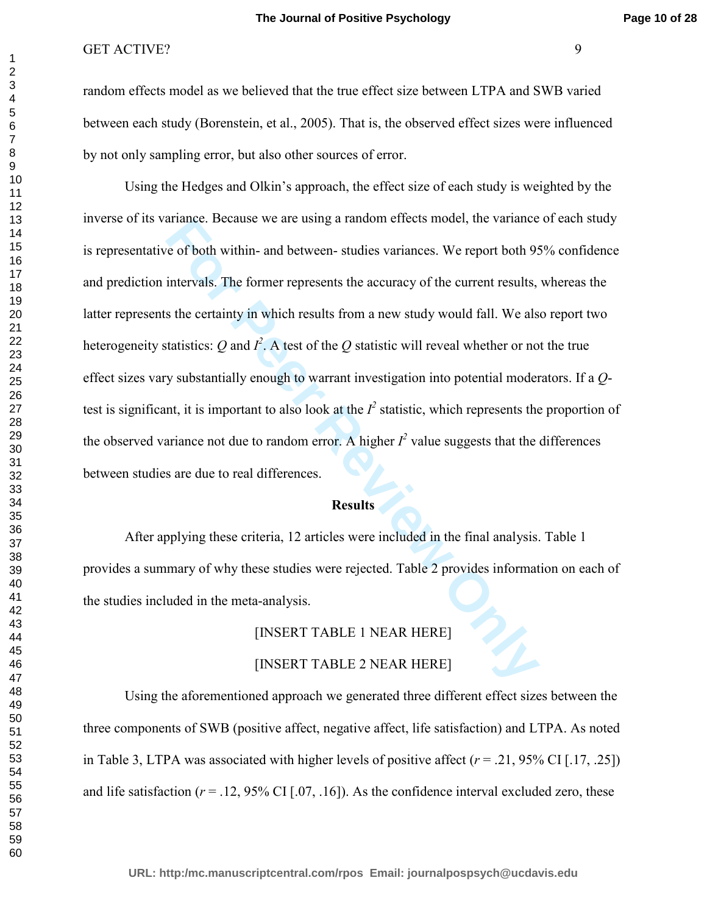random effects model as we believed that the true effect size between LTPA and SWB varied between each study (Borenstein, et al., 2005). That is, the observed effect sizes were influenced by not only sampling error, but also other sources of error.

Using the Hedges and Olkin's approach, the effect size of each study is weighted by the inverse of its variance. Because we are using a random effects model, the variance of each study is representative of both within- and between- studies variances. We report both 95% confidence and prediction intervals. The former represents the accuracy of the current results, whereas the latter represents the certainty in which results from a new study would fall. We also report two heterogeneity statistics: $Q$ and $I^2$. A test of the $Q$ statistic will reveal whether or not the true effect sizes vary substantially enough to warrant investigation into potential moderators. If a $Q$-test is significant, it is important to also look at the $I^2$ statistic, which represents the proportion of the observed variance not due to random error. A higher $I^2$ value suggests that the differences between studies are due to real differences.

## Results

After applying these criteria, 12 articles were included in the final analysis. Table 1 provides a summary of why these studies were rejected. Table 2 provides information on each of the studies included in the meta-analysis.

[INSERT TABLE 1 NEAR HERE]

[INSERT TABLE 2 NEAR HERE]

Using the aforementioned approach we generated three different effect sizes between the three components of SWB (positive affect, negative affect, life satisfaction) and LTPA. As noted in Table 3, LTPA was associated with higher levels of positive affect ($r = .21$, 95% CI [.17, .25]) and life satisfaction ($r = .12$, 95% CI [.07, .16]). As the confidence interval excluded zero, these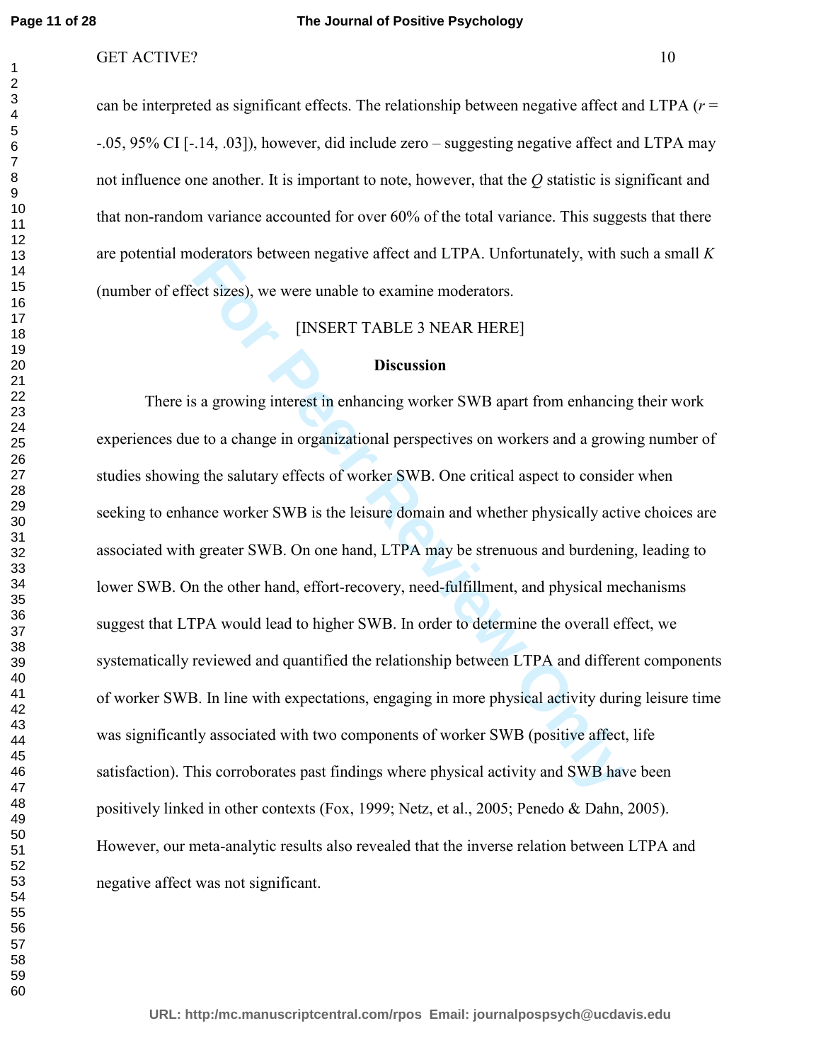can be interpreted as significant effects. The relationship between negative affect and LTPA ($r$ = -.05, 95% CI [-.14, .03]), however, did include zero – suggesting negative affect and LTPA may not influence one another. It is important to note, however, that the $Q$ statistic is significant and that non-random variance accounted for over 60% of the total variance. This suggests that there are potential moderators between negative affect and LTPA. Unfortunately, with such a small $K$ (number of effect sizes), we were unable to examine moderators.

[INSERT TABLE 3 NEAR HERE]

## Discussion

There is a growing interest in enhancing worker SWB apart from enhancing their work experiences due to a change in organizational perspectives on workers and a growing number of studies showing the salutary effects of worker SWB. One critical aspect to consider when seeking to enhance worker SWB is the leisure domain and whether physically active choices are associated with greater SWB. On one hand, LTPA may be strenuous and burdening, leading to lower SWB. On the other hand, effort-recovery, need-fulfillment, and physical mechanisms suggest that LTPA would lead to higher SWB. In order to determine the overall effect, we systematically reviewed and quantified the relationship between LTPA and different components of worker SWB. In line with expectations, engaging in more physical activity during leisure time was significantly associated with two components of worker SWB (positive affect, life satisfaction). This corroborates past findings where physical activity and SWB have been positively linked in other contexts (Fox, 1999; Netz, et al., 2005; Penedo & Dahn, 2005). However, our meta-analytic results also revealed that the inverse relation between LTPA and negative affect was not significant.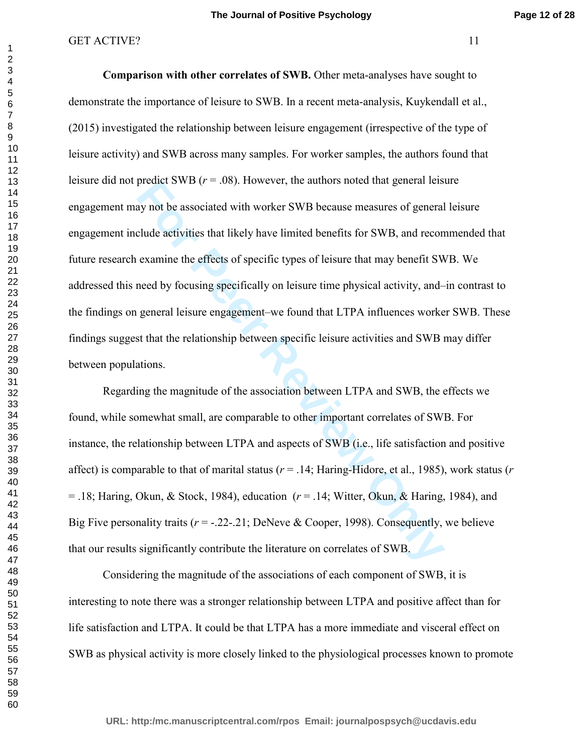**Comparison with other correlates of SWB.** Other meta-analyses have sought to demonstrate the importance of leisure to SWB. In a recent meta-analysis, Kuykendall et al., (2015) investigated the relationship between leisure engagement (irrespective of the type of leisure activity) and SWB across many samples. For worker samples, the authors found that leisure did not predict SWB ($r$ = .08). However, the authors noted that general leisure engagement may not be associated with worker SWB because measures of general leisure engagement include activities that likely have limited benefits for SWB, and recommended that future research examine the effects of specific types of leisure that may benefit SWB. We addressed this need by focusing specifically on leisure time physical activity, and–in contrast to the findings on general leisure engagement–we found that LTPA influences worker SWB. These findings suggest that the relationship between specific leisure activities and SWB may differ between populations.

Regarding the magnitude of the association between LTPA and SWB, the effects we found, while somewhat small, are comparable to other important correlates of SWB. For instance, the relationship between LTPA and aspects of SWB (i.e., life satisfaction and positive affect) is comparable to that of marital status ($r$ = .14; Haring-Hidore, et al., 1985), work status ($r$ = .18; Haring, Okun, & Stock, 1984), education ($r$ = .14; Witter, Okun, & Haring, 1984), and Big Five personality traits ($r$ = -.22-.21; DeNeve & Cooper, 1998). Consequently, we believe that our results significantly contribute the literature on correlates of SWB.

Considering the magnitude of the associations of each component of SWB, it is interesting to note there was a stronger relationship between LTPA and positive affect than for life satisfaction and LTPA. It could be that LTPA has a more immediate and visceral effect on SWB as physical activity is more closely linked to the physiological processes known to promote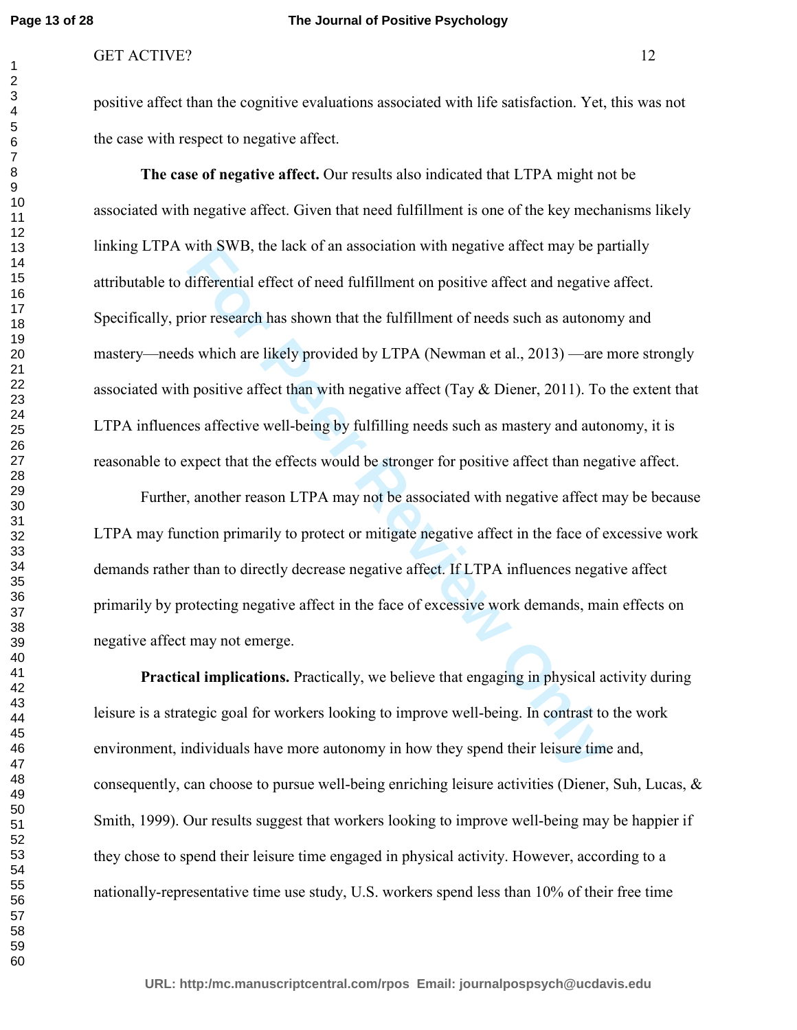positive affect than the cognitive evaluations associated with life satisfaction. Yet, this was not the case with respect to negative affect.

**The case of negative affect.** Our results also indicated that LTPA might not be associated with negative affect. Given that need fulfillment is one of the key mechanisms likely linking LTPA with SWB, the lack of an association with negative affect may be partially attributable to differential effect of need fulfillment on positive affect and negative affect. Specifically, prior research has shown that the fulfillment of needs such as autonomy and mastery—needs which are likely provided by LTPA (Newman et al., 2013) —are more strongly associated with positive affect than with negative affect (Tay & Diener, 2011). To the extent that LTPA influences affective well-being by fulfilling needs such as mastery and autonomy, it is reasonable to expect that the effects would be stronger for positive affect than negative affect.

Further, another reason LTPA may not be associated with negative affect may be because LTPA may function primarily to protect or mitigate negative affect in the face of excessive work demands rather than to directly decrease negative affect. If LTPA influences negative affect primarily by protecting negative affect in the face of excessive work demands, main effects on negative affect may not emerge.

**Practical implications.** Practically, we believe that engaging in physical activity during leisure is a strategic goal for workers looking to improve well-being. In contrast to the work environment, individuals have more autonomy in how they spend their leisure time and, consequently, can choose to pursue well-being enriching leisure activities (Diener, Suh, Lucas, & Smith, 1999). Our results suggest that workers looking to improve well-being may be happier if they chose to spend their leisure time engaged in physical activity. However, according to a nationally-representative time use study, U.S. workers spend less than 10% of their free time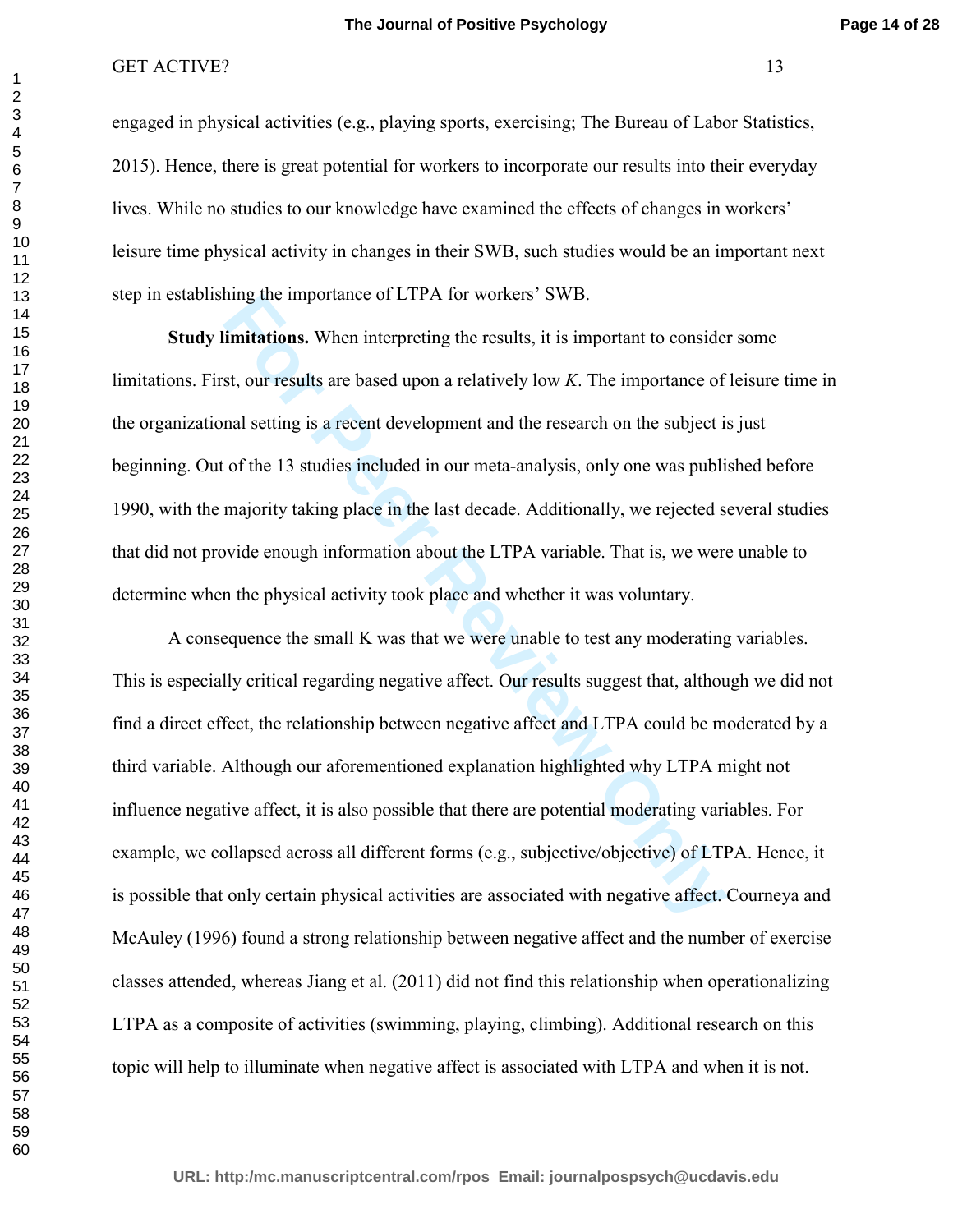engaged in physical activities (e.g., playing sports, exercising; The Bureau of Labor Statistics, 2015). Hence, there is great potential for workers to incorporate our results into their everyday lives. While no studies to our knowledge have examined the effects of changes in workers' leisure time physical activity in changes in their SWB, such studies would be an important next step in establishing the importance of LTPA for workers' SWB.

**Study limitations.** When interpreting the results, it is important to consider some limitations. First, our results are based upon a relatively low *K*. The importance of leisure time in the organizational setting is a recent development and the research on the subject is just beginning. Out of the 13 studies included in our meta-analysis, only one was published before 1990, with the majority taking place in the last decade. Additionally, we rejected several studies that did not provide enough information about the LTPA variable. That is, we were unable to determine when the physical activity took place and whether it was voluntary.

A consequence the small K was that we were unable to test any moderating variables. This is especially critical regarding negative affect. Our results suggest that, although we did not find a direct effect, the relationship between negative affect and LTPA could be moderated by a third variable. Although our aforementioned explanation highlighted why LTPA might not influence negative affect, it is also possible that there are potential moderating variables. For example, we collapsed across all different forms (e.g., subjective/objective) of LTPA. Hence, it is possible that only certain physical activities are associated with negative affect. Courneya and McAuley (1996) found a strong relationship between negative affect and the number of exercise classes attended, whereas Jiang et al. (2011) did not find this relationship when operationalizing LTPA as a composite of activities (swimming, playing, climbing). Additional research on this topic will help to illuminate when negative affect is associated with LTPA and when it is not.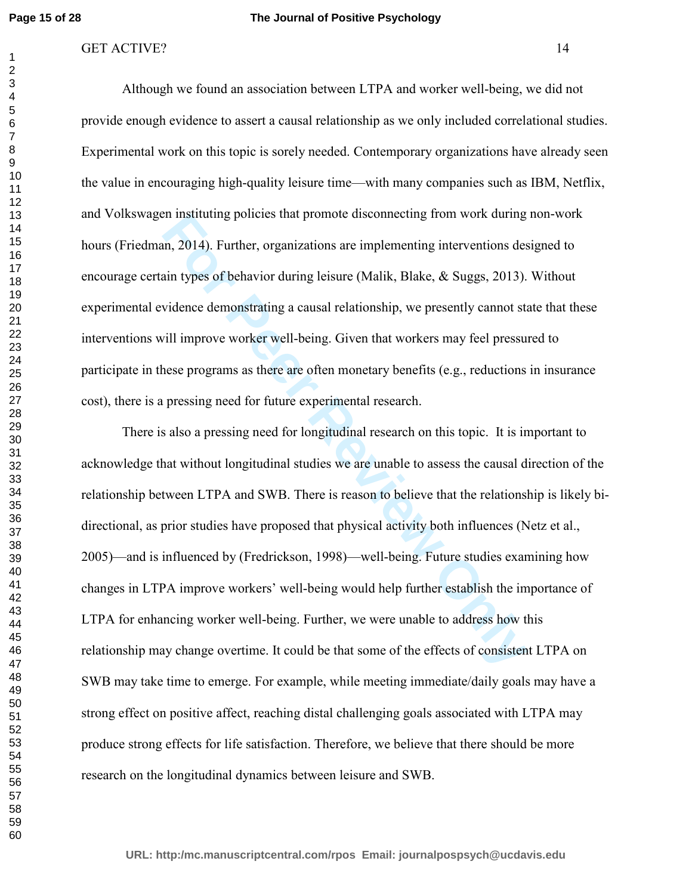Although we found an association between LTPA and worker well-being, we did not provide enough evidence to assert a causal relationship as we only included correlational studies. Experimental work on this topic is sorely needed. Contemporary organizations have already seen the value in encouraging high-quality leisure time—with many companies such as IBM, Netflix, and Volkswagen instituting policies that promote disconnecting from work during non-work hours (Friedman, 2014). Further, organizations are implementing interventions designed to encourage certain types of behavior during leisure (Malik, Blake, & Suggs, 2013). Without experimental evidence demonstrating a causal relationship, we presently cannot state that these interventions will improve worker well-being. Given that workers may feel pressured to participate in these programs as there are often monetary benefits (e.g., reductions in insurance cost), there is a pressing need for future experimental research.

There is also a pressing need for longitudinal research on this topic. It is important to acknowledge that without longitudinal studies we are unable to assess the causal direction of the relationship between LTPA and SWB. There is reason to believe that the relationship is likely bi-directional, as prior studies have proposed that physical activity both influences (Netz et al., 2005)—and is influenced by (Fredrickson, 1998)—well-being. Future studies examining how changes in LTPA improve workers' well-being would help further establish the importance of LTPA for enhancing worker well-being. Further, we were unable to address how this relationship may change overtime. It could be that some of the effects of consistent LTPA on SWB may take time to emerge. For example, while meeting immediate/daily goals may have a strong effect on positive affect, reaching distal challenging goals associated with LTPA may produce strong effects for life satisfaction. Therefore, we believe that there should be more research on the longitudinal dynamics between leisure and SWB.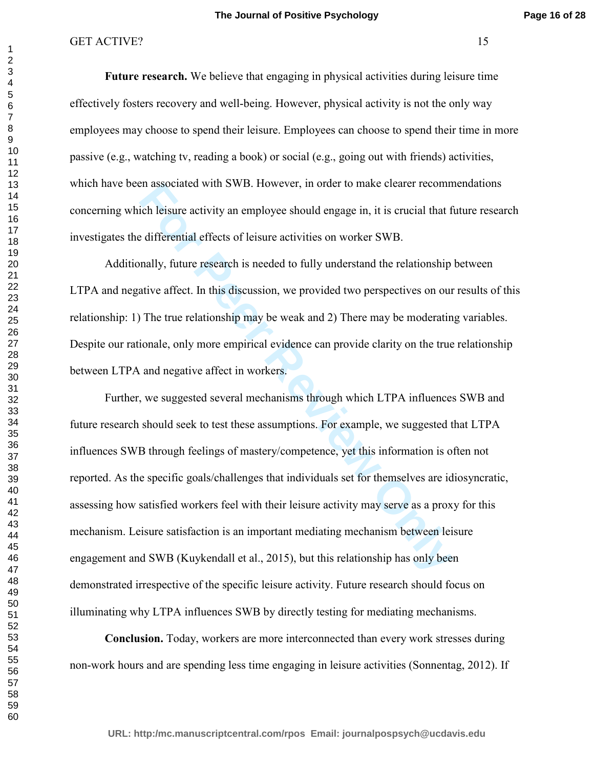**Future research.** We believe that engaging in physical activities during leisure time effectively fosters recovery and well-being. However, physical activity is not the only way employees may choose to spend their leisure. Employees can choose to spend their time in more passive (e.g., watching tv, reading a book) or social (e.g., going out with friends) activities, which have been associated with SWB. However, in order to make clearer recommendations concerning which leisure activity an employee should engage in, it is crucial that future research investigates the differential effects of leisure activities on worker SWB.

Additionally, future research is needed to fully understand the relationship between LTPA and negative affect. In this discussion, we provided two perspectives on our results of this relationship: 1) The true relationship may be weak and 2) There may be moderating variables. Despite our rationale, only more empirical evidence can provide clarity on the true relationship between LTPA and negative affect in workers.

Further, we suggested several mechanisms through which LTPA influences SWB and future research should seek to test these assumptions. For example, we suggested that LTPA influences SWB through feelings of mastery/competence, yet this information is often not reported. As the specific goals/challenges that individuals set for themselves are idiosyncratic, assessing how satisfied workers feel with their leisure activity may serve as a proxy for this mechanism. Leisure satisfaction is an important mediating mechanism between leisure engagement and SWB (Kuykendall et al., 2015), but this relationship has only been demonstrated irrespective of the specific leisure activity. Future research should focus on illuminating why LTPA influences SWB by directly testing for mediating mechanisms.

**Conclusion.** Today, workers are more interconnected than every work stresses during non-work hours and are spending less time engaging in leisure activities (Sonnentag, 2012). If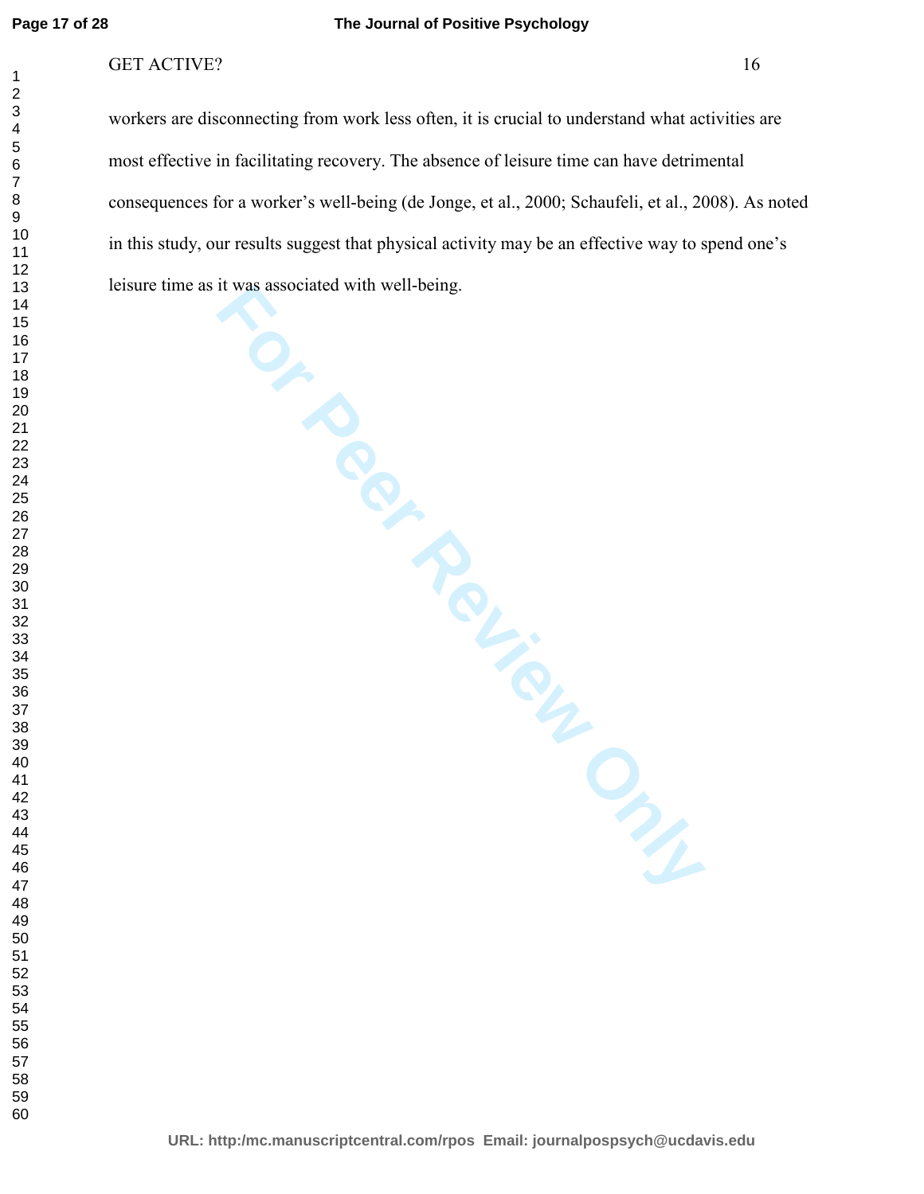workers are disconnecting from work less often, it is crucial to understand what activities are most effective in facilitating recovery. The absence of leisure time can have detrimental consequences for a worker's well-being (de Jonge, et al., 2000; Schaufeli, et al., 2008). As noted in this study, our results suggest that physical activity may be an effective way to spend one's leisure time as it was associated with well-being.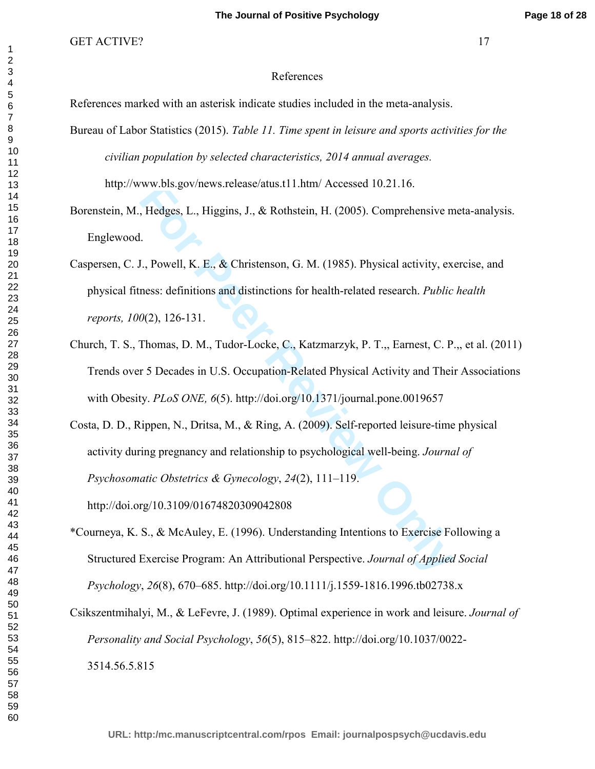# References

References marked with an asterisk indicate studies included in the meta-analysis.

Bureau of Labor Statistics (2015). *Table 11. Time spent in leisure and sports activities for the civilian population by selected characteristics, 2014 annual averages.* http://www.bls.gov/news.release/atus.t11.htm/ Accessed 10.21.16.

Borenstein, M., Hedges, L., Higgins, J., & Rothstein, H. (2005). Comprehensive meta-analysis. Englewood.

Caspersen, C. J., Powell, K. E., & Christenson, G. M. (1985). Physical activity, exercise, and physical fitness: definitions and distinctions for health-related research. *Public health reports, 100*(2), 126-131.

Church, T. S., Thomas, D. M., Tudor-Locke, C., Katzmarzyk, P. T.,, Earnest, C. P.,, et al. (2011) Trends over 5 Decades in U.S. Occupation-Related Physical Activity and Their Associations with Obesity. *PLoS ONE, 6*(5). http://doi.org/10.1371/journal.pone.0019657

Costa, D. D., Rippen, N., Dritsa, M., & Ring, A. (2009). Self-reported leisure-time physical activity during pregnancy and relationship to psychological well-being. *Journal of Psychosomatic Obstetrics & Gynecology*, *24*(2), 111–119. http://doi.org/10.3109/01674820309042808

*Courneya, K. S., & McAuley, E. (1996). Understanding Intentions to Exercise Following a Structured Exercise Program: An Attributional Perspective. *Journal of Applied Social Psychology*, *26*(8), 670–685. http://doi.org/10.1111/j.1559-1816.1996.tb02738.x

Csikszentmihalyi, M., & LeFevre, J. (1989). Optimal experience in work and leisure. *Journal of Personality and Social Psychology*, *56*(5), 815–822. http://doi.org/10.1037/0022-3514.56.5.815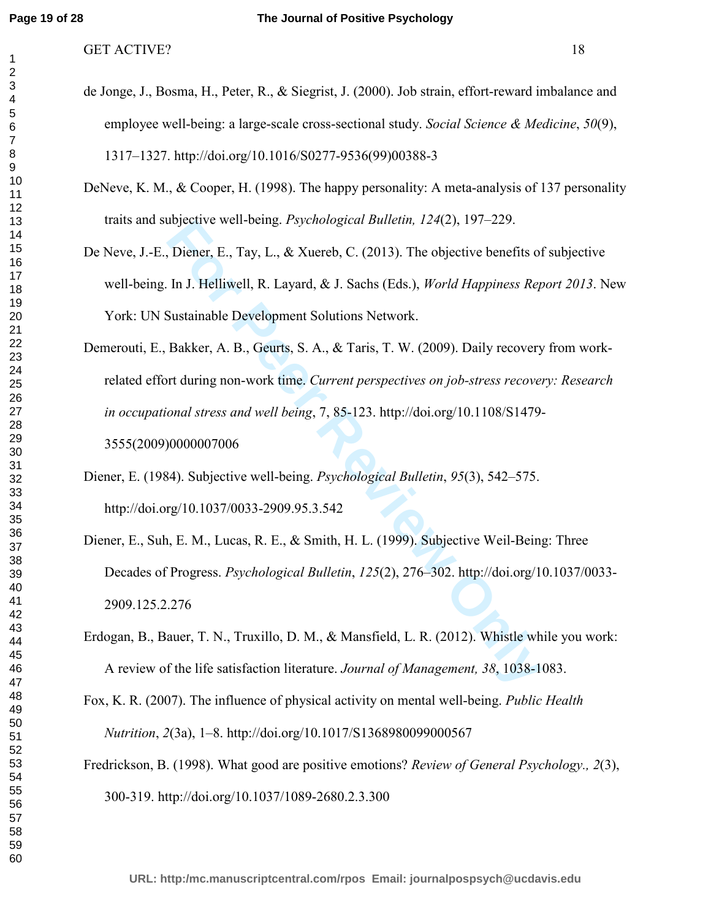de Jonge, J., Bosma, H., Peter, R., & Siegrist, J. (2000). Job strain, effort-reward imbalance and employee well-being: a large-scale cross-sectional study. *Social Science & Medicine*, *50*(9), 1317–1327. http://doi.org/10.1016/S0277-9536(99)00388-3

DeNeve, K. M., & Cooper, H. (1998). The happy personality: A meta-analysis of 137 personality traits and subjective well-being. *Psychological Bulletin, 124*(2), 197–229.

De Neve, J.-E., Diener, E., Tay, L., & Xuereb, C. (2013). The objective benefits of subjective well-being. In J. Helliwell, R. Layard, & J. Sachs (Eds.), *World Happiness Report 2013*. New York: UN Sustainable Development Solutions Network.

Demerouti, E., Bakker, A. B., Geurts, S. A., & Taris, T. W. (2009). Daily recovery from work-related effort during non-work time. *Current perspectives on job-stress recovery: Research in occupational stress and well being*, 7, 85-123. http://doi.org/10.1108/S1479-3555(2009)0000007006

Diener, E. (1984). Subjective well-being. *Psychological Bulletin*, *95*(3), 542–575. http://doi.org/10.1037/0033-2909.95.3.542

Diener, E., Suh, E. M., Lucas, R. E., & Smith, H. L. (1999). Subjective Weil-Being: Three Decades of Progress. *Psychological Bulletin*, *125*(2), 276–302. http://doi.org/10.1037/0033-2909.125.2.276

Erdogan, B., Bauer, T. N., Truxillo, D. M., & Mansfield, L. R. (2012). Whistle while you work: A review of the life satisfaction literature. *Journal of Management, 38*, 1038-1083.

Fox, K. R. (2007). The influence of physical activity on mental well-being. *Public Health Nutrition*, *2*(3a), 1–8. http://doi.org/10.1017/S1368980099000567

Fredrickson, B. (1998). What good are positive emotions? *Review of General Psychology., 2*(3), 300-319. http://doi.org/10.1037/1089-2680.2.3.300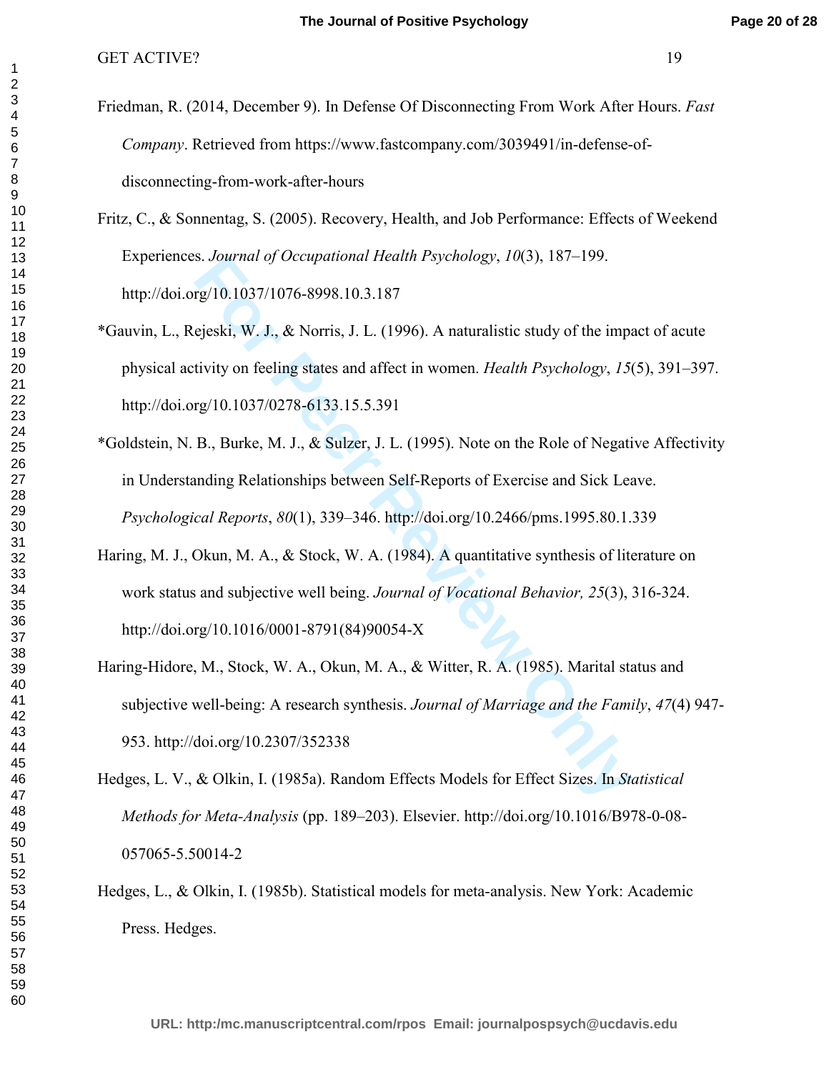Friedman, R. (2014, December 9). In Defense Of Disconnecting From Work After Hours. *Fast Company*. Retrieved from https://www.fastcompany.com/3039491/in-defense-of-disconnecting-from-work-after-hours

Fritz, C., & Sonnentag, S. (2005). Recovery, Health, and Job Performance: Effects of Weekend Experiences. *Journal of Occupational Health Psychology*, *10*(3), 187–199. http://doi.org/10.1037/1076-8998.10.3.187

*Gauvin, L., Rejeski, W. J., & Norris, J. L. (1996). A naturalistic study of the impact of acute physical activity on feeling states and affect in women. *Health Psychology*, *15*(5), 391–397. http://doi.org/10.1037/0278-6133.15.5.391

*Goldstein, N. B., Burke, M. J., & Sulzer, J. L. (1995). Note on the Role of Negative Affectivity in Understanding Relationships between Self-Reports of Exercise and Sick Leave. *Psychological Reports*, *80*(1), 339–346. http://doi.org/10.2466/pms.1995.80.1.339

Haring, M. J., Okun, M. A., & Stock, W. A. (1984). A quantitative synthesis of literature on work status and subjective well being. *Journal of Vocational Behavior, 25*(3), 316-324. http://doi.org/10.1016/0001-8791(84)90054-X

Haring-Hidore, M., Stock, W. A., Okun, M. A., & Witter, R. A. (1985). Marital status and subjective well-being: A research synthesis. *Journal of Marriage and the Family*, *47*(4) 947-953. http://doi.org/10.2307/352338

Hedges, L. V., & Olkin, I. (1985a). Random Effects Models for Effect Sizes. In *Statistical Methods for Meta-Analysis* (pp. 189–203). Elsevier. http://doi.org/10.1016/B978-0-08-057065-5.50014-2

Hedges, L., & Olkin, I. (1985b). Statistical models for meta-analysis. New York: Academic Press. Hedges.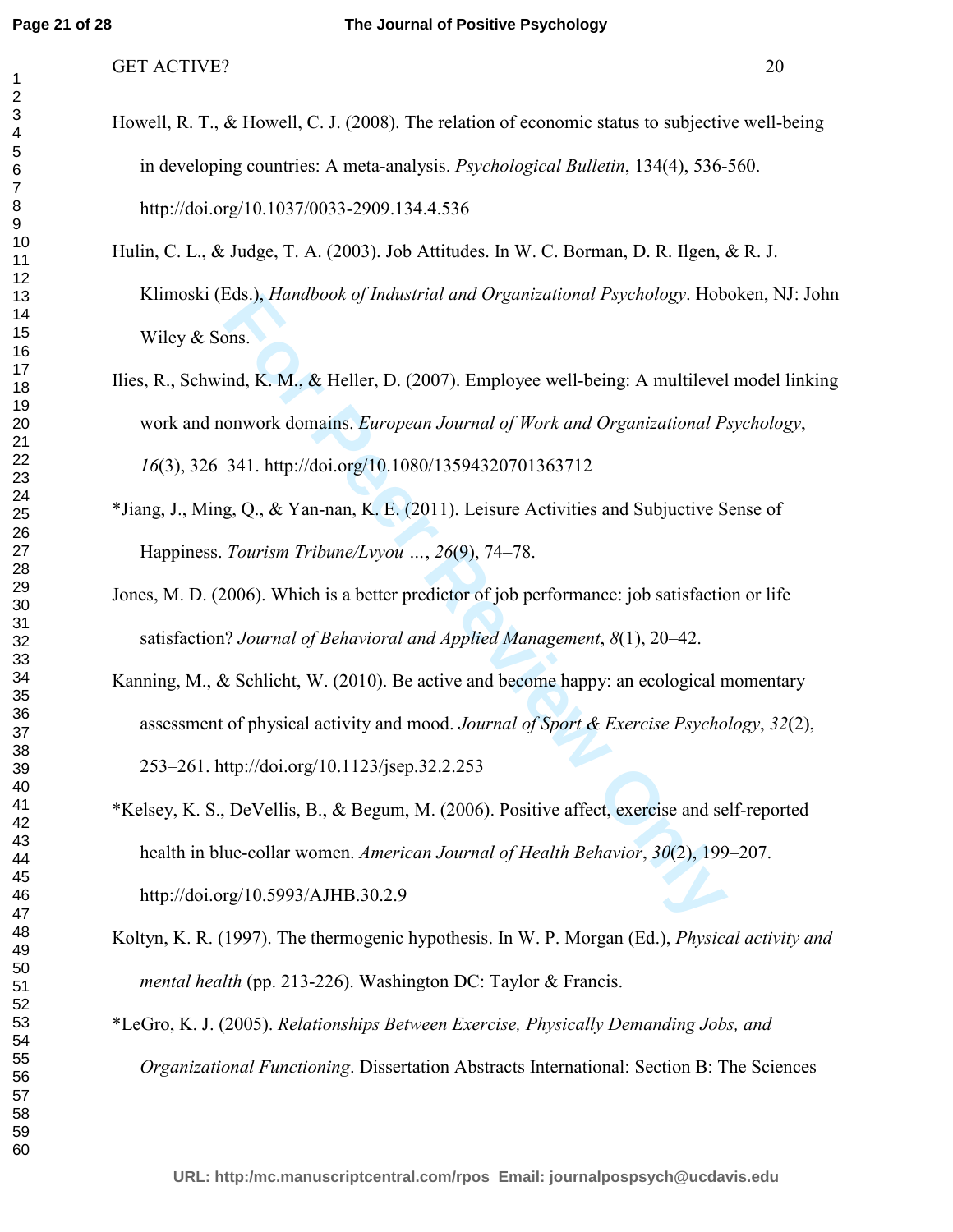Howell, R. T., & Howell, C. J. (2008). The relation of economic status to subjective well-being in developing countries: A meta-analysis. *Psychological Bulletin*, 134(4), 536-560. http://doi.org/10.1037/0033-2909.134.4.536

Hulin, C. L., & Judge, T. A. (2003). Job Attitudes. In W. C. Borman, D. R. Ilgen, & R. J. Klimoski (Eds.), *Handbook of Industrial and Organizational Psychology*. Hoboken, NJ: John Wiley & Sons.

Ilies, R., Schwind, K. M., & Heller, D. (2007). Employee well-being: A multilevel model linking work and nonwork domains. *European Journal of Work and Organizational Psychology*, *16*(3), 326–341. http://doi.org/10.1080/13594320701363712

*Jiang, J., Ming, Q., & Yan-nan, K. E. (2011). Leisure Activities and Subjuctive Sense of Happiness. *Tourism Tribune/Lvyou …*, *26*(9), 74–78.

Jones, M. D. (2006). Which is a better predictor of job performance: job satisfaction or life satisfaction? *Journal of Behavioral and Applied Management*, *8*(1), 20–42.

Kanning, M., & Schlicht, W. (2010). Be active and become happy: an ecological momentary assessment of physical activity and mood. *Journal of Sport & Exercise Psychology*, *32*(2), 253–261. http://doi.org/10.1123/jsep.32.2.253

*Kelsey, K. S., DeVellis, B., & Begum, M. (2006). Positive affect, exercise and self-reported health in blue-collar women. *American Journal of Health Behavior*, *30*(2), 199–207. http://doi.org/10.5993/AJHB.30.2.9

Koltyn, K. R. (1997). The thermogenic hypothesis. In W. P. Morgan (Ed.), *Physical activity and mental health* (pp. 213-226). Washington DC: Taylor & Francis.

*LeGro, K. J. (2005). *Relationships Between Exercise, Physically Demanding Jobs, and Organizational Functioning*. Dissertation Abstracts International: Section B: The Sciences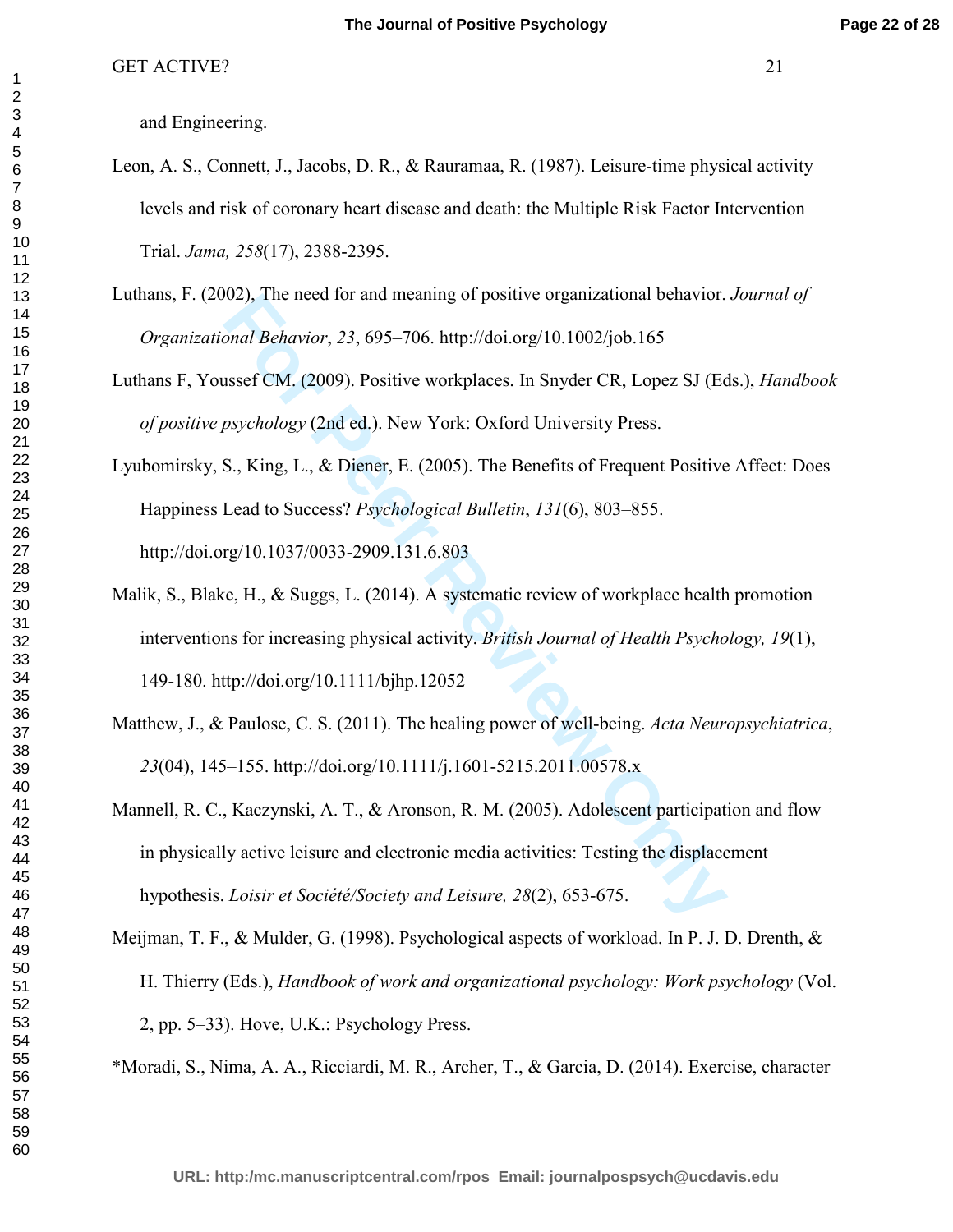and Engineering.

Leon, A. S., Connett, J., Jacobs, D. R., & Rauramaa, R. (1987). Leisure-time physical activity levels and risk of coronary heart disease and death: the Multiple Risk Factor Intervention Trial. *Jama, 258*(17), 2388-2395.

Luthans, F. (2002). The need for and meaning of positive organizational behavior. *Journal of Organizational Behavior*, *23*, 695–706. http://doi.org/10.1002/job.165

Luthans F, Youssef CM. (2009). Positive workplaces. In Snyder CR, Lopez SJ (Eds.), *Handbook of positive psychology* (2nd ed.). New York: Oxford University Press.

Lyubomirsky, S., King, L., & Diener, E. (2005). The Benefits of Frequent Positive Affect: Does Happiness Lead to Success? *Psychological Bulletin*, *131*(6), 803–855. http://doi.org/10.1037/0033-2909.131.6.803

Malik, S., Blake, H., & Suggs, L. (2014). A systematic review of workplace health promotion interventions for increasing physical activity. *British Journal of Health Psychology, 19*(1), 149-180. http://doi.org/10.1111/bjhp.12052

Matthew, J., & Paulose, C. S. (2011). The healing power of well-being. *Acta Neuropsychiatrica*, *23*(04), 145–155. http://doi.org/10.1111/j.1601-5215.2011.00578.x

Mannell, R. C., Kaczynski, A. T., & Aronson, R. M. (2005). Adolescent participation and flow in physically active leisure and electronic media activities: Testing the displacement hypothesis. *Loisir et Société/Society and Leisure, 28*(2), 653-675.

Meijman, T. F., & Mulder, G. (1998). Psychological aspects of workload. In P. J. D. Drenth, & H. Thierry (Eds.), *Handbook of work and organizational psychology: Work psychology* (Vol. 2, pp. 5–33). Hove, U.K.: Psychology Press.

*Moradi, S., Nima, A. A., Ricciardi, M. R., Archer, T., & Garcia, D. (2014). Exercise, character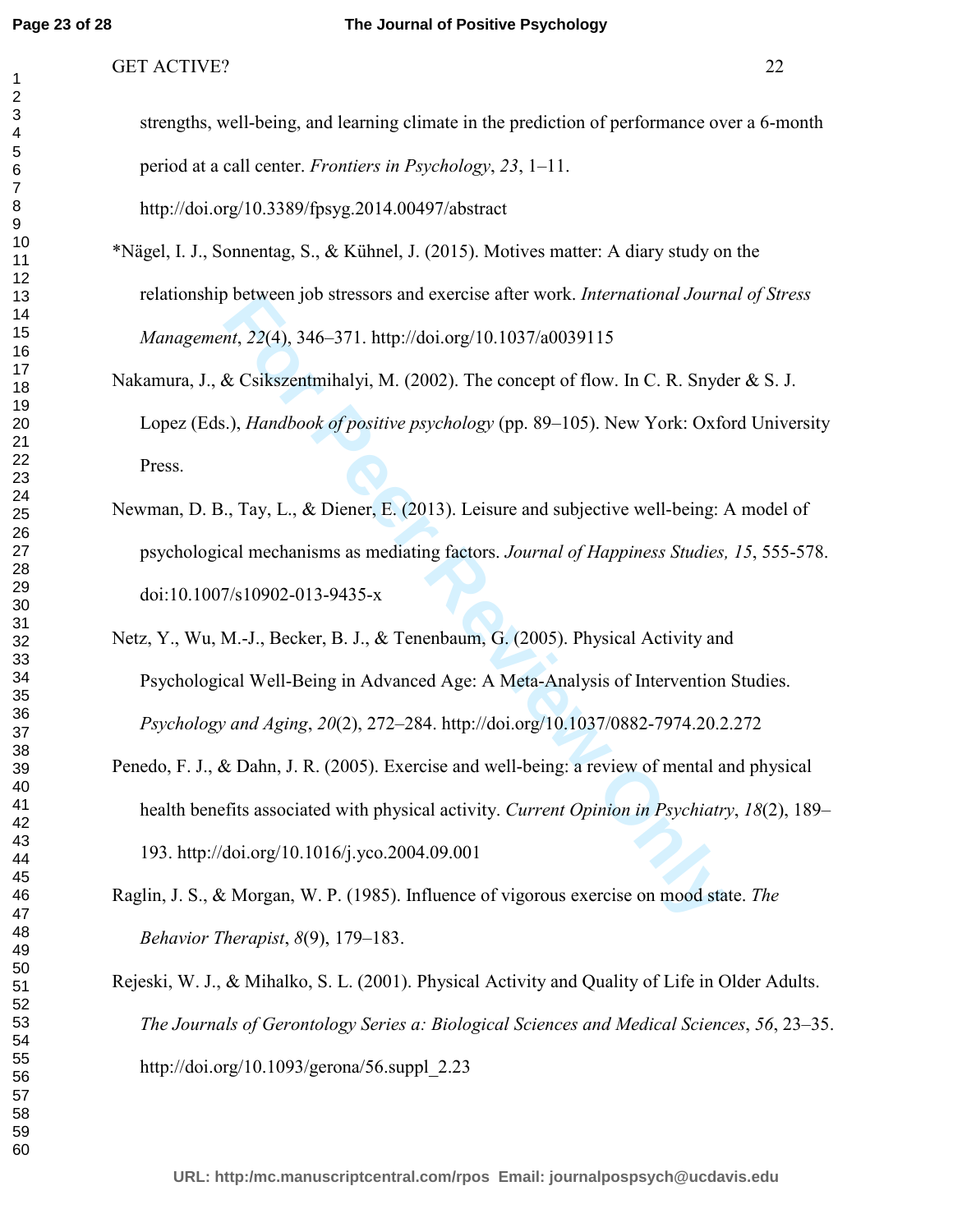strengths, well-being, and learning climate in the prediction of performance over a 6-month period at a call center. *Frontiers in Psychology*, *23*, 1–11. http://doi.org/10.3389/fpsyg.2014.00497/abstract

*Nägel, I. J., Sonnentag, S., & Kühnel, J. (2015). Motives matter: A diary study on the relationship between job stressors and exercise after work. *International Journal of Stress Management*, *22*(4), 346–371. http://doi.org/10.1037/a0039115

Nakamura, J., & Csikszentmihalyi, M. (2002). The concept of flow. In C. R. Snyder & S. J. Lopez (Eds.), *Handbook of positive psychology* (pp. 89–105). New York: Oxford University Press.

Newman, D. B., Tay, L., & Diener, E. (2013). Leisure and subjective well-being: A model of psychological mechanisms as mediating factors. *Journal of Happiness Studies, 15*, 555-578. doi:10.1007/s10902-013-9435-x

Netz, Y., Wu, M.-J., Becker, B. J., & Tenenbaum, G. (2005). Physical Activity and Psychological Well-Being in Advanced Age: A Meta-Analysis of Intervention Studies. *Psychology and Aging*, *20*(2), 272–284. http://doi.org/10.1037/0882-7974.20.2.272

Penedo, F. J., & Dahn, J. R. (2005). Exercise and well-being: a review of mental and physical health benefits associated with physical activity. *Current Opinion in Psychiatry*, *18*(2), 189–193. http://doi.org/10.1016/j.yco.2004.09.001

Raglin, J. S., & Morgan, W. P. (1985). Influence of vigorous exercise on mood state. *The Behavior Therapist*, *8*(9), 179–183.

Rejeski, W. J., & Mihalko, S. L. (2001). Physical Activity and Quality of Life in Older Adults. *The Journals of Gerontology Series a: Biological Sciences and Medical Sciences*, *56*, 23–35. http://doi.org/10.1093/gerona/56.suppl_2.23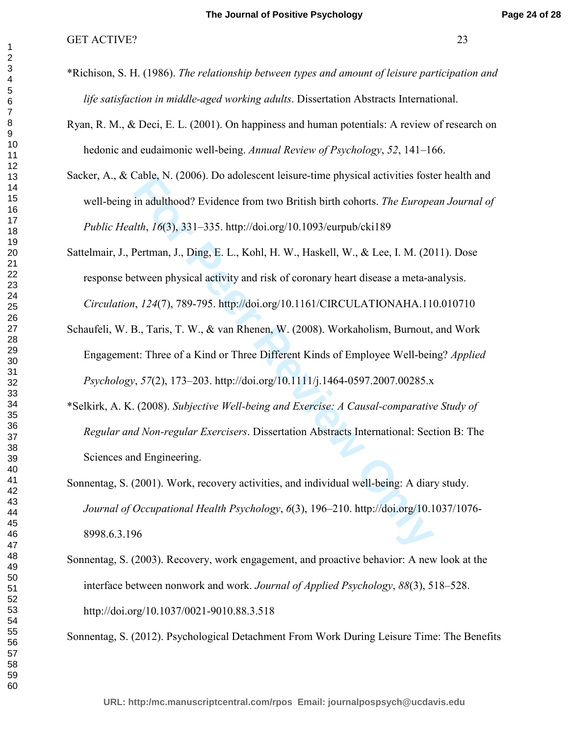*Richison, S. H. (1986). *The relationship between types and amount of leisure participation and life satisfaction in middle-aged working adults*. Dissertation Abstracts International.

Ryan, R. M., & Deci, E. L. (2001). On happiness and human potentials: A review of research on hedonic and eudaimonic well-being. *Annual Review of Psychology*, *52*, 141–166.

Sacker, A., & Cable, N. (2006). Do adolescent leisure-time physical activities foster health and well-being in adulthood? Evidence from two British birth cohorts. *The European Journal of Public Health*, *16*(3), 331–335. http://doi.org/10.1093/eurpub/cki189

Sattelmair, J., Pertman, J., Ding, E. L., Kohl, H. W., Haskell, W., & Lee, I. M. (2011). Dose response between physical activity and risk of coronary heart disease a meta-analysis. *Circulation*, *124*(7), 789-795. http://doi.org/10.1161/CIRCULATIONAHA.110.010710

Schaufeli, W. B., Taris, T. W., & van Rhenen, W. (2008). Workaholism, Burnout, and Work Engagement: Three of a Kind or Three Different Kinds of Employee Well-being? *Applied Psychology*, *57*(2), 173–203. http://doi.org/10.1111/j.1464-0597.2007.00285.x

*Selkirk, A. K. (2008). *Subjective Well-being and Exercise: A Causal-comparative Study of Regular and Non-regular Exercisers*. Dissertation Abstracts International: Section B: The Sciences and Engineering.

Sonnentag, S. (2001). Work, recovery activities, and individual well-being: A diary study. *Journal of Occupational Health Psychology*, *6*(3), 196–210. http://doi.org/10.1037/1076-8998.6.3.196

Sonnentag, S. (2003). Recovery, work engagement, and proactive behavior: A new look at the interface between nonwork and work. *Journal of Applied Psychology*, *88*(3), 518–528. http://doi.org/10.1037/0021-9010.88.3.518

Sonnentag, S. (2012). Psychological Detachment From Work During Leisure Time: The Benefits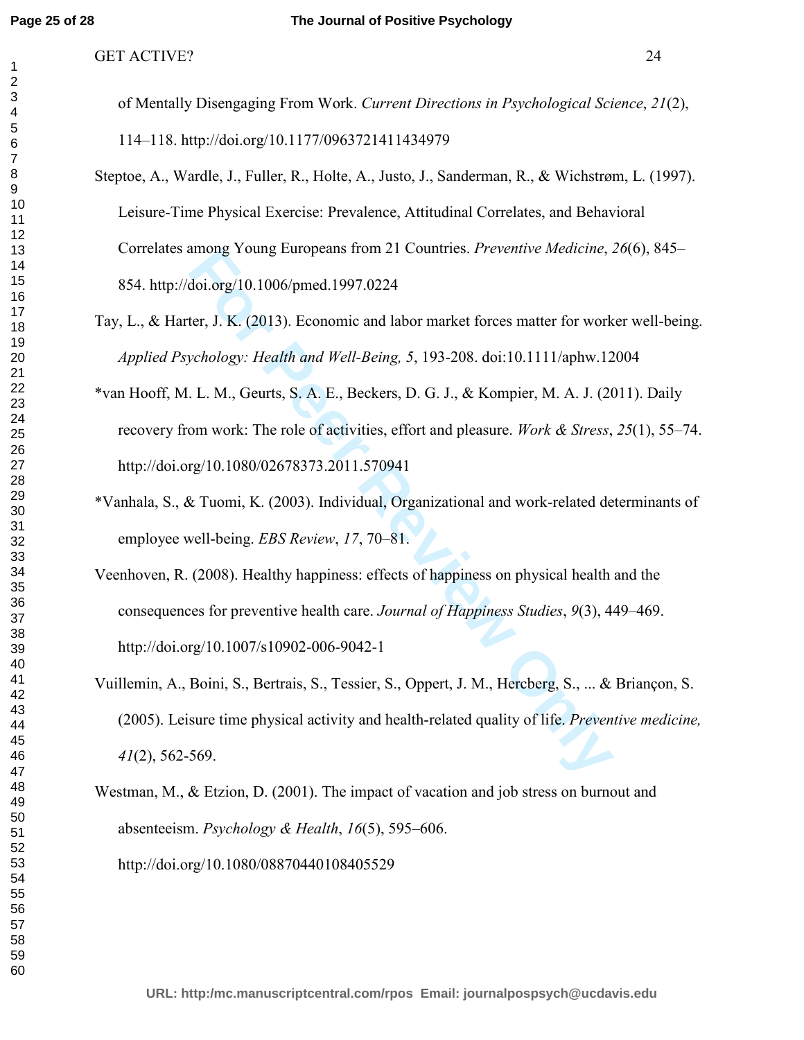of Mentally Disengaging From Work. *Current Directions in Psychological Science*, *21*(2), 114–118. http://doi.org/10.1177/0963721411434979

Steptoe, A., Wardle, J., Fuller, R., Holte, A., Justo, J., Sanderman, R., & Wichstrøm, L. (1997). Leisure-Time Physical Exercise: Prevalence, Attitudinal Correlates, and Behavioral Correlates among Young Europeans from 21 Countries. *Preventive Medicine*, *26*(6), 845–854. http://doi.org/10.1006/pmed.1997.0224

Tay, L., & Harter, J. K. (2013). Economic and labor market forces matter for worker well-being. *Applied Psychology: Health and Well-Being, 5*, 193-208. doi:10.1111/aphw.12004

*van Hooff, M. L. M., Geurts, S. A. E., Beckers, D. G. J., & Kompier, M. A. J. (2011). Daily recovery from work: The role of activities, effort and pleasure. *Work & Stress*, *25*(1), 55–74. http://doi.org/10.1080/02678373.2011.570941

*Vanhala, S., & Tuomi, K. (2003). Individual, Organizational and work-related determinants of employee well-being. *EBS Review*, *17*, 70–81.

Veenhoven, R. (2008). Healthy happiness: effects of happiness on physical health and the consequences for preventive health care. *Journal of Happiness Studies*, *9*(3), 449–469. http://doi.org/10.1007/s10902-006-9042-1

Vuillemin, A., Boini, S., Bertrais, S., Tessier, S., Oppert, J. M., Hercberg, S., ... & Briançon, S. (2005). Leisure time physical activity and health-related quality of life. *Preventive medicine, 41*(2), 562-569.

Westman, M., & Etzion, D. (2001). The impact of vacation and job stress on burnout and absenteeism. *Psychology & Health*, *16*(5), 595–606. http://doi.org/10.1080/08870440108405529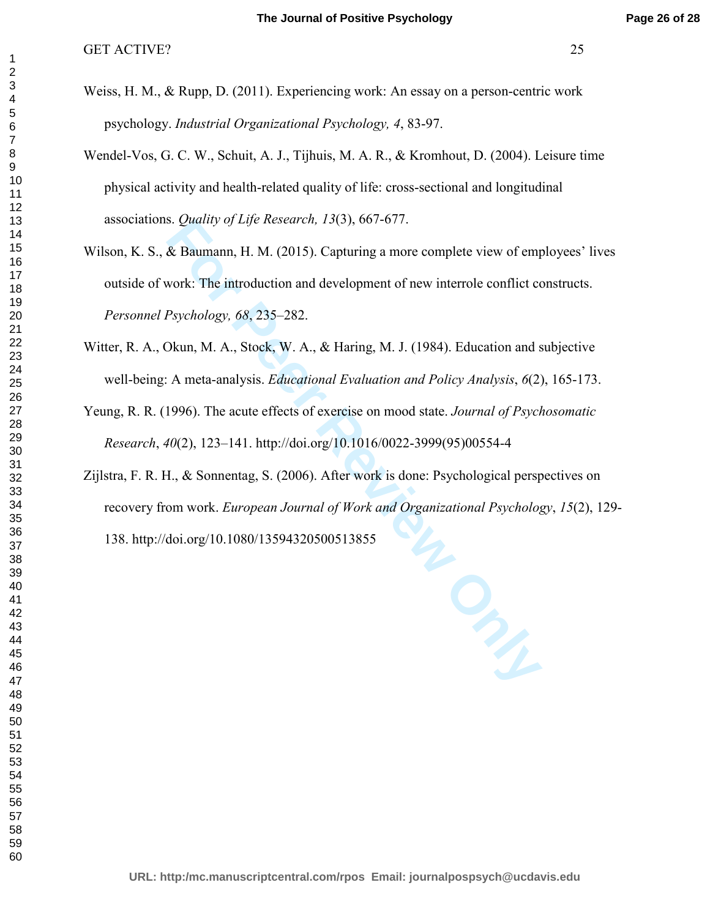Weiss, H. M., & Rupp, D. (2011). Experiencing work: An essay on a person-centric work psychology. *Industrial Organizational Psychology, 4*, 83-97.

Wendel-Vos, G. C. W., Schuit, A. J., Tijhuis, M. A. R., & Kromhout, D. (2004). Leisure time physical activity and health-related quality of life: cross-sectional and longitudinal associations. *Quality of Life Research, 13*(3), 667-677.

Wilson, K. S., & Baumann, H. M. (2015). Capturing a more complete view of employees' lives outside of work: The introduction and development of new interrole conflict constructs. *Personnel Psychology, 68*, 235–282.

Witter, R. A., Okun, M. A., Stock, W. A., & Haring, M. J. (1984). Education and subjective well-being: A meta-analysis. *Educational Evaluation and Policy Analysis*, *6*(2), 165-173.

Yeung, R. R. (1996). The acute effects of exercise on mood state. *Journal of Psychosomatic Research*, *40*(2), 123–141. http://doi.org/10.1016/0022-3999(95)00554-4

Zijlstra, F. R. H., & Sonnentag, S. (2006). After work is done: Psychological perspectives on recovery from work. *European Journal of Work and Organizational Psychology*, *15*(2), 129-138. http://doi.org/10.1080/13594320500513855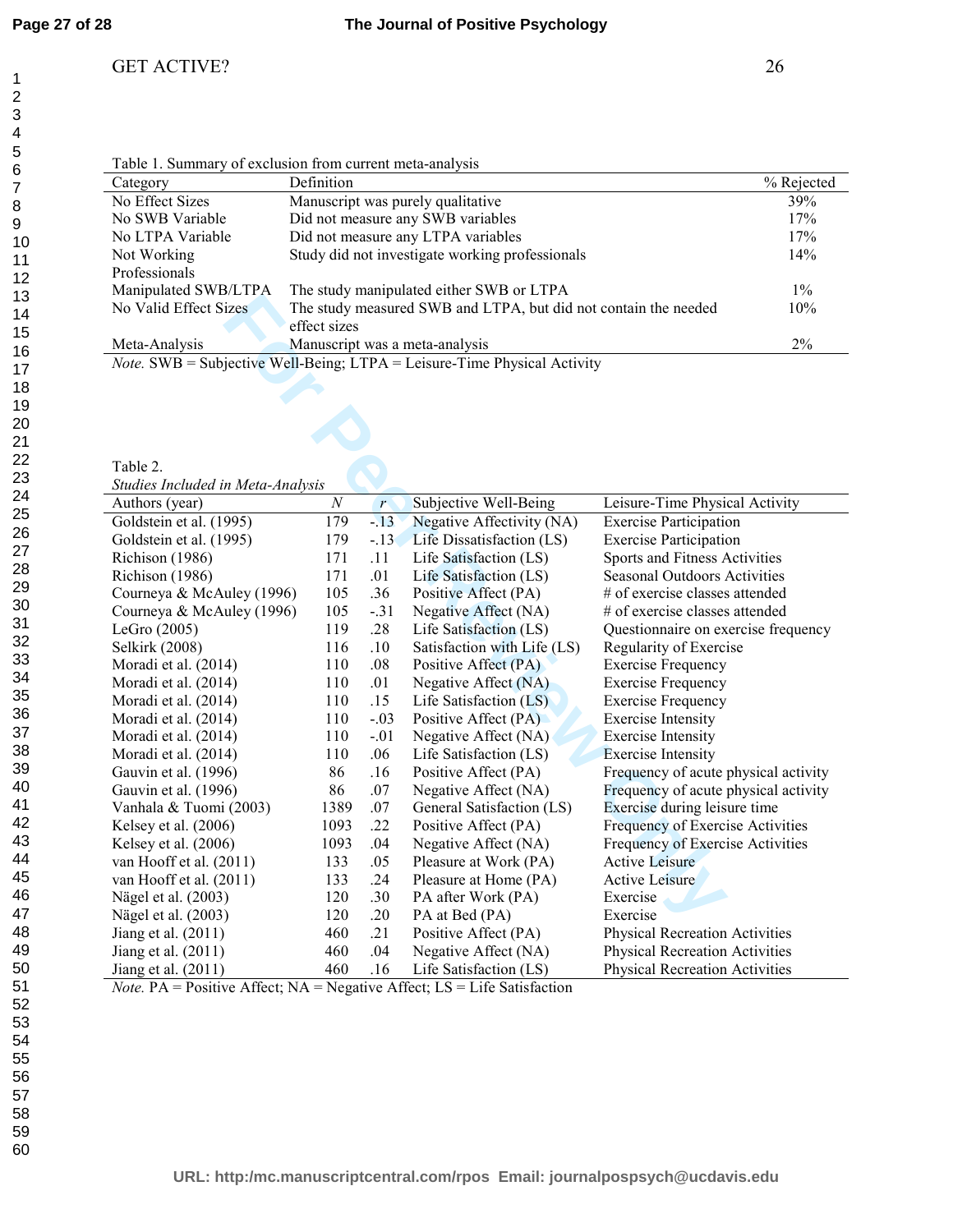Table 1. Summary of exclusion from current meta-analysis

| Category | Definition | % Rejected |
|---|---|---|
| No Effect Sizes | Manuscript was purely qualitative | 39% |
| No SWB Variable | Did not measure any SWB variables | 17% |
| No LTPA Variable | Did not measure any LTPA variables | 17% |
| Not Working Professionals | Study did not investigate working professionals | 14% |
| Manipulated SWB/LTPA | The study manipulated either SWB or LTPA | 1% |
| No Valid Effect Sizes | The study measured SWB and LTPA, but did not contain the needed effect sizes | 10% |
| Meta-Analysis | Manuscript was a meta-analysis | 2% |

*Note.* SWB = Subjective Well-Being; LTPA = Leisure-Time Physical Activity

Table 2.
*Studies Included in Meta-Analysis*

| Authors (year) | *N* | *r* | Subjective Well-Being | Leisure-Time Physical Activity |
|---|---|---|---|---|
| Goldstein et al. (1995) | 179 | -.13 | Negative Affectivity (NA) | Exercise Participation |
| Goldstein et al. (1995) | 179 | -.13 | Life Dissatisfaction (LS) | Exercise Participation |
| Richison (1986) | 171 | .11 | Life Satisfaction (LS) | Sports and Fitness Activities |
| Richison (1986) | 171 | .01 | Life Satisfaction (LS) | Seasonal Outdoors Activities |
| Courneya & McAuley (1996) | 105 | .36 | Positive Affect (PA) | # of exercise classes attended |
| Courneya & McAuley (1996) | 105 | -.31 | Negative Affect (NA) | # of exercise classes attended |
| LeGro (2005) | 119 | .28 | Life Satisfaction (LS) | Questionnaire on exercise frequency |
| Selkirk (2008) | 116 | .10 | Satisfaction with Life (LS) | Regularity of Exercise |
| Moradi et al. (2014) | 110 | .08 | Positive Affect (PA) | Exercise Frequency |
| Moradi et al. (2014) | 110 | .01 | Negative Affect (NA) | Exercise Frequency |
| Moradi et al. (2014) | 110 | .15 | Life Satisfaction (LS) | Exercise Frequency |
| Moradi et al. (2014) | 110 | -.03 | Positive Affect (PA) | Exercise Intensity |
| Moradi et al. (2014) | 110 | -.01 | Negative Affect (NA) | Exercise Intensity |
| Moradi et al. (2014) | 110 | .06 | Life Satisfaction (LS) | Exercise Intensity |
| Gauvin et al. (1996) | 86 | .16 | Positive Affect (PA) | Frequency of acute physical activity |
| Gauvin et al. (1996) | 86 | .07 | Negative Affect (NA) | Frequency of acute physical activity |
| Vanhala & Tuomi (2003) | 1389 | .07 | General Satisfaction (LS) | Exercise during leisure time |
| Kelsey et al. (2006) | 1093 | .22 | Positive Affect (PA) | Frequency of Exercise Activities |
| Kelsey et al. (2006) | 1093 | .04 | Negative Affect (NA) | Frequency of Exercise Activities |
| van Hooff et al. (2011) | 133 | .05 | Pleasure at Work (PA) | Active Leisure |
| van Hooff et al. (2011) | 133 | .24 | Pleasure at Home (PA) | Active Leisure |
| Nägel et al. (2003) | 120 | .30 | PA after Work (PA) | Exercise |
| Nägel et al. (2003) | 120 | .20 | PA at Bed (PA) | Exercise |
| Jiang et al. (2011) | 460 | .21 | Positive Affect (PA) | Physical Recreation Activities |
| Jiang et al. (2011) | 460 | .04 | Negative Affect (NA) | Physical Recreation Activities |
| Jiang et al. (2011) | 460 | .16 | Life Satisfaction (LS) | Physical Recreation Activities |

*Note.* PA = Positive Affect; NA = Negative Affect; LS = Life Satisfaction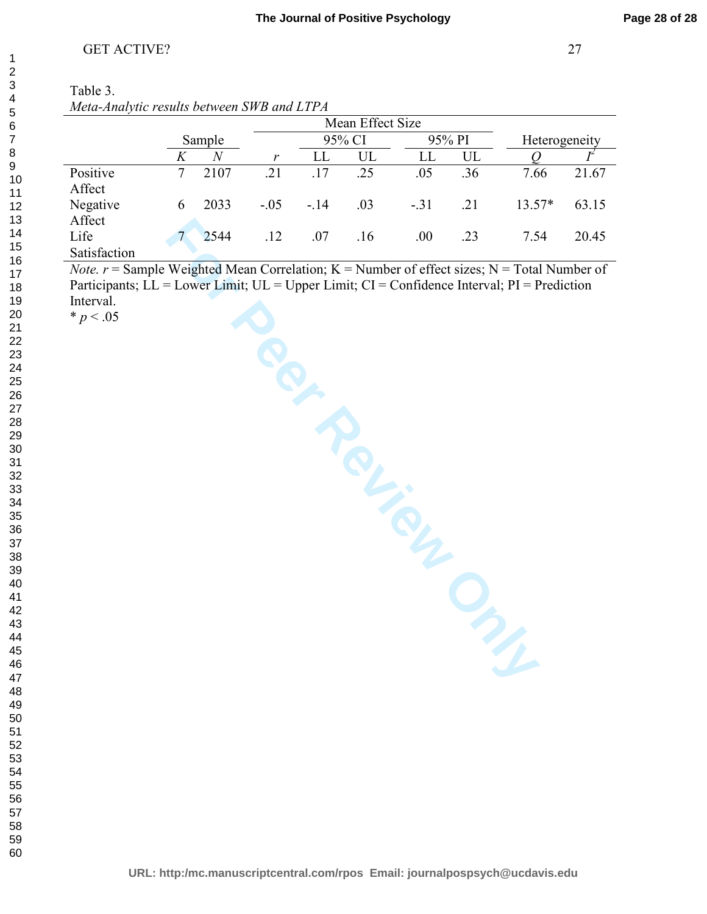Table 3.

*Meta-Analytic results between SWB and LTPA*

| | Sample | | Mean Effect Size | | | | | Heterogeneity | |
|---|---|---|---|---|---|---|---|---|---|
| | | | | 95% CI | | 95% PI | | | |
| | *K* | *N* | *r* | LL | UL | LL | UL | *Q* | $I^2$ |
| Positive Affect | 7 | 2107 | .21 | .17 | .25 | .05 | .36 | 7.66 | 21.67 |
| Negative Affect | 6 | 2033 | -.05 | -.14 | .03 | -.31 | .21 | 13.57* | 63.15 |
| Life Satisfaction | 7 | 2544 | .12 | .07 | .16 | .00 | .23 | 7.54 | 20.45 |

*Note. r* = Sample Weighted Mean Correlation; K = Number of effect sizes; N = Total Number of Participants; LL = Lower Limit; UL = Upper Limit; CI = Confidence Interval; PI = Prediction Interval.

\* $p < .05$